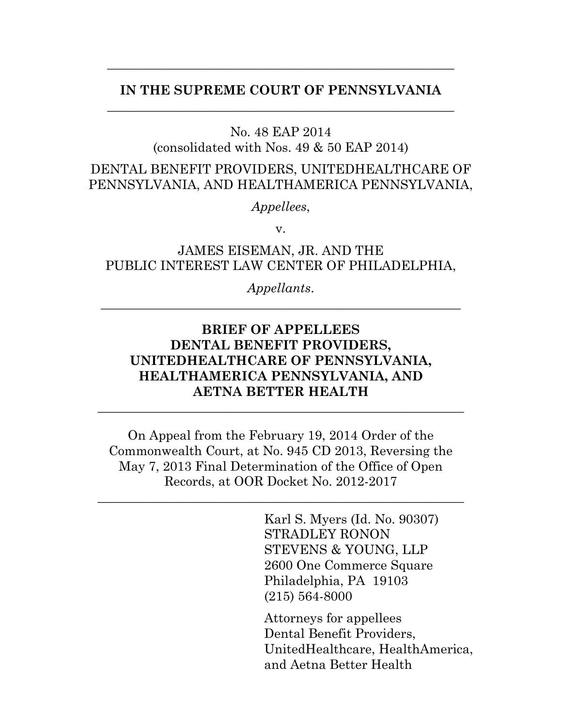**IN THE SUPREME COURT OF PENNSYLVANIA**

---

No. 48 EAP 2014
(consolidated with Nos. 49 & 50 EAP 2014)

DENTAL BENEFIT PROVIDERS, UNITEDHEALTHCARE OF PENNSYLVANIA, AND HEALTHAMERICA PENNSYLVANIA,

*Appellees*,

v.

JAMES EISEMAN, JR. AND THE PUBLIC INTEREST LAW CENTER OF PHILADELPHIA,

*Appellants*.

---

**BRIEF OF APPELLEES DENTAL BENEFIT PROVIDERS, UNITEDHEALTHCARE OF PENNSYLVANIA, HEALTHAMERICA PENNSYLVANIA, AND AETNA BETTER HEALTH**

---

On Appeal from the February 19, 2014 Order of the Commonwealth Court, at No. 945 CD 2013, Reversing the May 7, 2013 Final Determination of the Office of Open Records, at OOR Docket No. 2012-2017

---

Karl S. Myers (Id. No. 90307)
STRADLEY RONON
STEVENS & YOUNG, LLP
2600 One Commerce Square
Philadelphia, PA 19103
(215) 564-8000

Attorneys for appellees
Dental Benefit Providers,
UnitedHealthcare, HealthAmerica,
and Aetna Better Health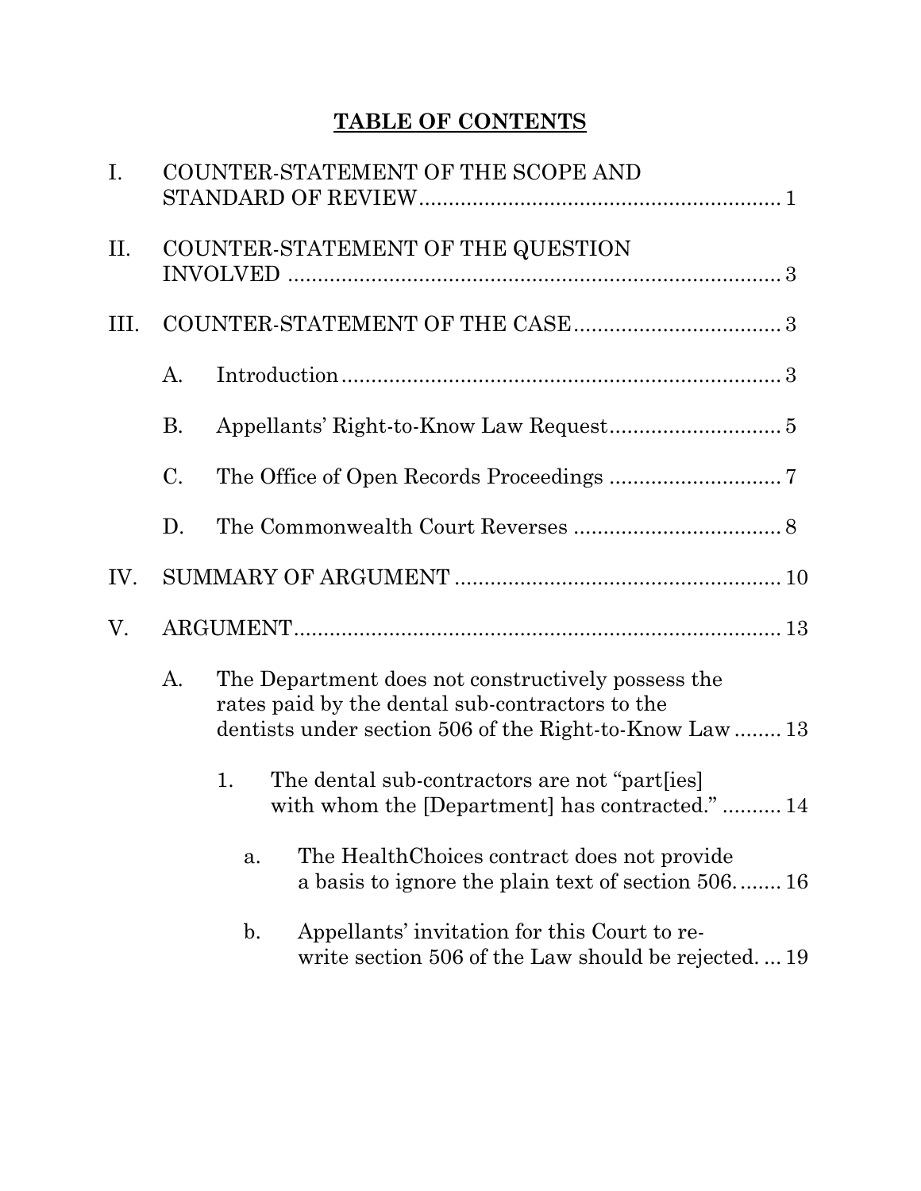# TABLE OF CONTENTS

I. COUNTER-STATEMENT OF THE SCOPE AND STANDARD OF REVIEW ............................................................. 1

II. COUNTER-STATEMENT OF THE QUESTION INVOLVED ................................................................................ 3

III. COUNTER-STATEMENT OF THE CASE .................................. 3

- A. Introduction ......................................................................... 3
- B. Appellants' Right-to-Know Law Request ............................ 5
- C. The Office of Open Records Proceedings ............................ 7
- D. The Commonwealth Court Reverses .................................. 8

IV. SUMMARY OF ARGUMENT ...................................................... 10

V. ARGUMENT ................................................................................. 13

- A. The Department does not constructively possess the rates paid by the dental sub-contractors to the dentists under section 506 of the Right-to-Know Law ........ 13
  - 1. The dental sub-contractors are not "part[ies] with whom the [Department] has contracted." .......... 14
    - a. The HealthChoices contract does not provide a basis to ignore the plain text of section 506. ....... 16
    - b. Appellants' invitation for this Court to re-write section 506 of the Law should be rejected. ... 19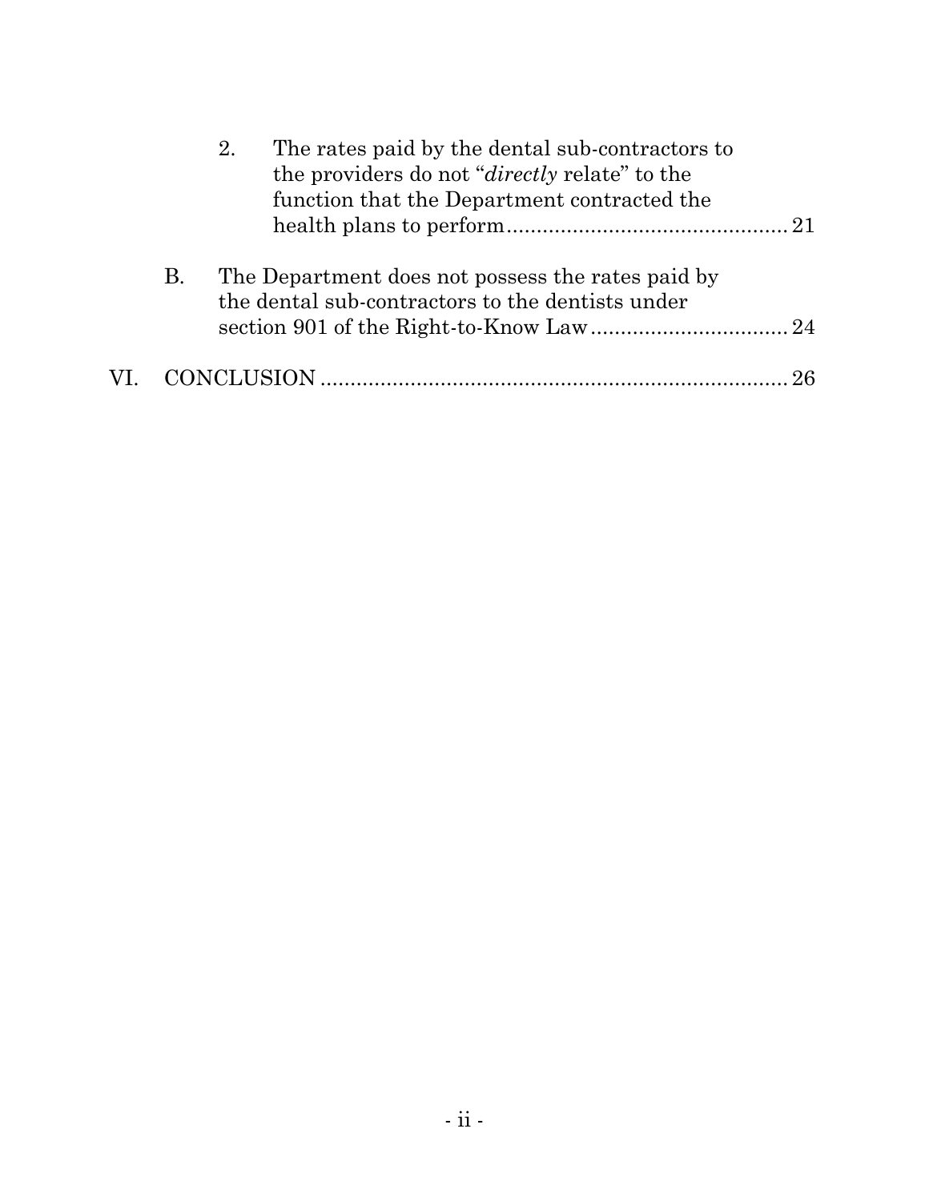2. The rates paid by the dental sub-contractors to the providers do not "*directly* relate" to the function that the Department contracted the health plans to perform ........................................................ 21

B. The Department does not possess the rates paid by the dental sub-contractors to the dentists under section 901 of the Right-to-Know Law .................................. 24

VI. CONCLUSION ................................................................................ 26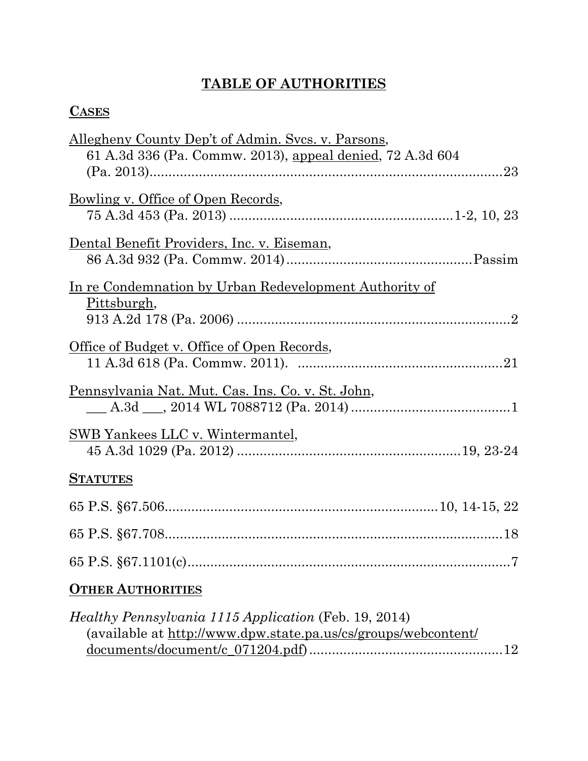# TABLE OF AUTHORITIES

## CASES

Allegheny County Dep't of Admin. Svcs. v. Parsons,
61 A.3d 336 (Pa. Commw. 2013), appeal denied, 72 A.3d 604 (Pa. 2013)....................................................................................23

Bowling v. Office of Open Records,
75 A.3d 453 (Pa. 2013) ..........................................................1-2, 10, 23

Dental Benefit Providers, Inc. v. Eiseman,
86 A.3d 932 (Pa. Commw. 2014)................................................Passim

In re Condemnation by Urban Redevelopment Authority of Pittsburgh,
913 A.2d 178 (Pa. 2006) ........................................................................2

Office of Budget v. Office of Open Records,
11 A.3d 618 (Pa. Commw. 2011). ......................................................21

Pennsylvania Nat. Mut. Cas. Ins. Co. v. St. John,
___ A.3d ___, 2014 WL 7088712 (Pa. 2014)..........................................1

SWB Yankees LLC v. Wintermantel,
45 A.3d 1029 (Pa. 2012) ..........................................................19, 23-24

## STATUTES

65 P.S. §67.506........................................................................10, 14-15, 22

65 P.S. §67.708..........................................................................................18

65 P.S. §67.1101(c)......................................................................................7

## OTHER AUTHORITIES

*Healthy Pennsylvania 1115 Application* (Feb. 19, 2014)
(available at http://www.dpw.state.pa.us/cs/groups/webcontent/documents/document/c_071204.pdf)...................................................12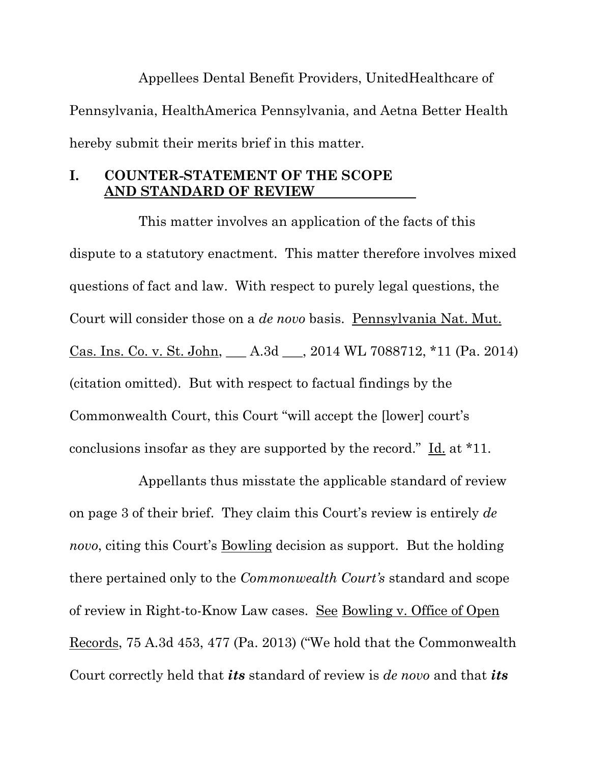Appellees Dental Benefit Providers, UnitedHealthcare of Pennsylvania, HealthAmerica Pennsylvania, and Aetna Better Health hereby submit their merits brief in this matter.

## I. COUNTER-STATEMENT OF THE SCOPE AND STANDARD OF REVIEW

This matter involves an application of the facts of this dispute to a statutory enactment. This matter therefore involves mixed questions of fact and law. With respect to purely legal questions, the Court will consider those on a *de novo* basis. Pennsylvania Nat. Mut. Cas. Ins. Co. v. St. John, ___ A.3d ___, 2014 WL 7088712, *11 (Pa. 2014) (citation omitted). But with respect to factual findings by the Commonwealth Court, this Court "will accept the [lower] court's conclusions insofar as they are supported by the record." Id. at *11.

Appellants thus misstate the applicable standard of review on page 3 of their brief. They claim this Court's review is entirely *de novo*, citing this Court's Bowling decision as support. But the holding there pertained only to the *Commonwealth Court's* standard and scope of review in Right-to-Know Law cases. See Bowling v. Office of Open Records, 75 A.3d 453, 477 (Pa. 2013) ("We hold that the Commonwealth Court correctly held that ***its*** standard of review is *de novo* and that ***its***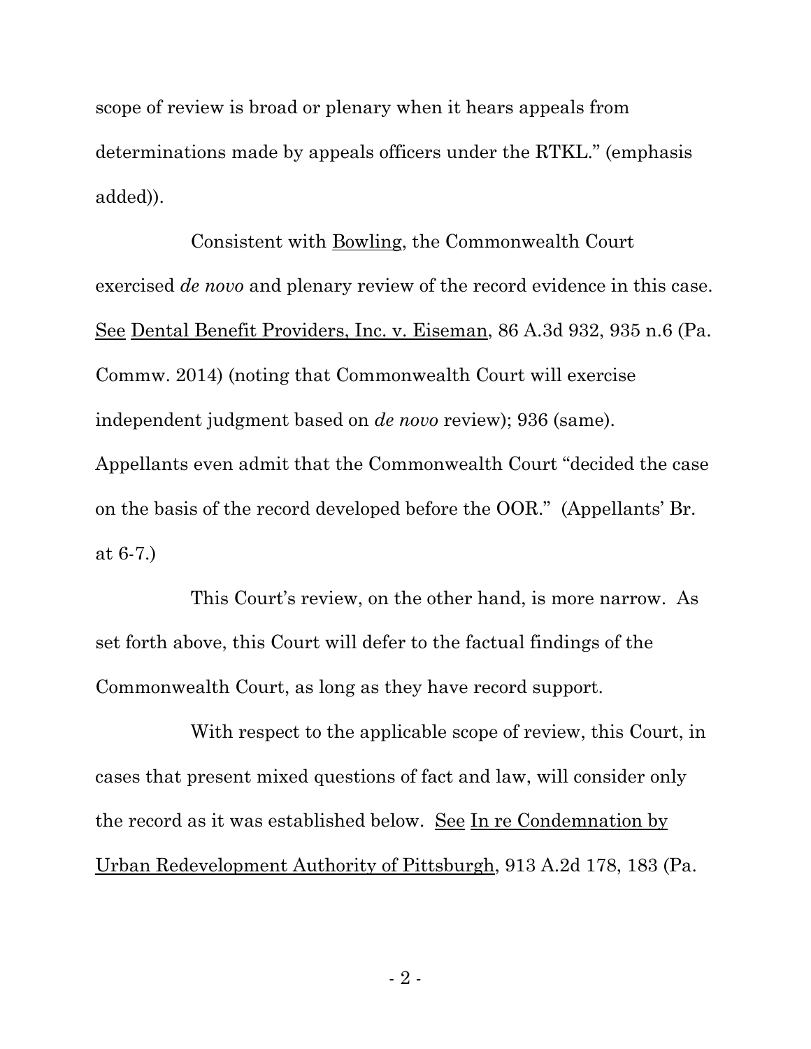scope of review is broad or plenary when it hears appeals from determinations made by appeals officers under the RTKL." (emphasis added)).

Consistent with Bowling, the Commonwealth Court exercised *de novo* and plenary review of the record evidence in this case. See Dental Benefit Providers, Inc. v. Eiseman, 86 A.3d 932, 935 n.6 (Pa. Commw. 2014) (noting that Commonwealth Court will exercise independent judgment based on *de novo* review); 936 (same). Appellants even admit that the Commonwealth Court "decided the case on the basis of the record developed before the OOR." (Appellants' Br. at 6-7.)

This Court's review, on the other hand, is more narrow. As set forth above, this Court will defer to the factual findings of the Commonwealth Court, as long as they have record support.

With respect to the applicable scope of review, this Court, in cases that present mixed questions of fact and law, will consider only the record as it was established below. See In re Condemnation by Urban Redevelopment Authority of Pittsburgh, 913 A.2d 178, 183 (Pa.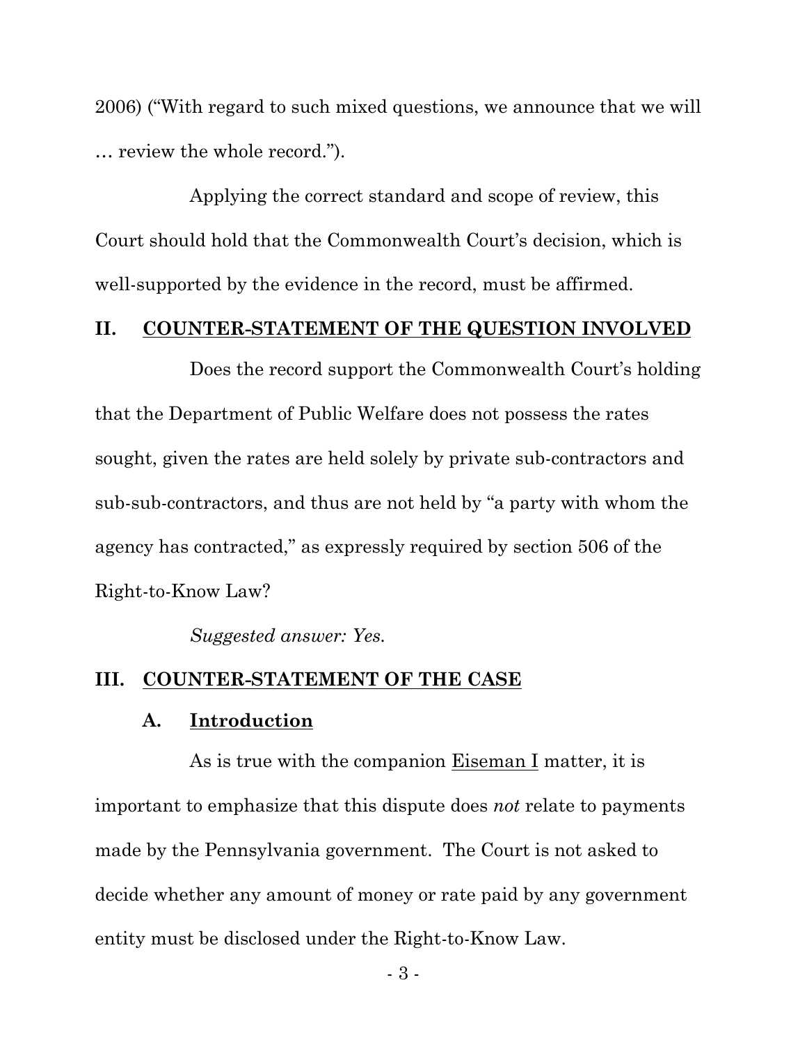2006) ("With regard to such mixed questions, we announce that we will … review the whole record.").

Applying the correct standard and scope of review, this Court should hold that the Commonwealth Court's decision, which is well-supported by the evidence in the record, must be affirmed.

## II. <u>COUNTER-STATEMENT OF THE QUESTION INVOLVED</u>

Does the record support the Commonwealth Court's holding that the Department of Public Welfare does not possess the rates sought, given the rates are held solely by private sub-contractors and sub-sub-contractors, and thus are not held by "a party with whom the agency has contracted," as expressly required by section 506 of the Right-to-Know Law?

*Suggested answer: Yes.*

## III. <u>COUNTER-STATEMENT OF THE CASE</u>

### A. <u>Introduction</u>

As is true with the companion <u>Eiseman I</u> matter, it is important to emphasize that this dispute does *not* relate to payments made by the Pennsylvania government. The Court is not asked to decide whether any amount of money or rate paid by any government entity must be disclosed under the Right-to-Know Law.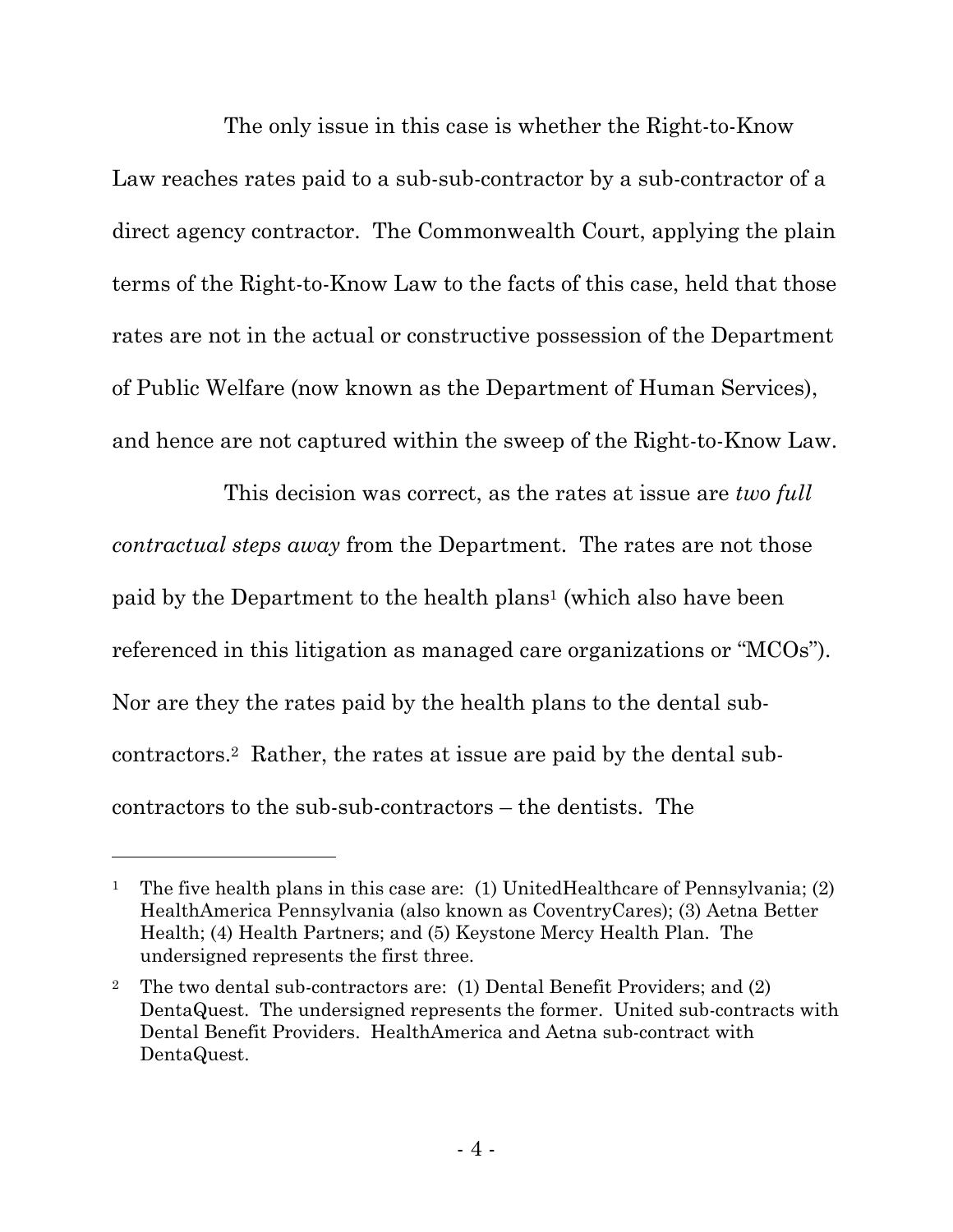The only issue in this case is whether the Right-to-Know Law reaches rates paid to a sub-sub-contractor by a sub-contractor of a direct agency contractor. The Commonwealth Court, applying the plain terms of the Right-to-Know Law to the facts of this case, held that those rates are not in the actual or constructive possession of the Department of Public Welfare (now known as the Department of Human Services), and hence are not captured within the sweep of the Right-to-Know Law.

This decision was correct, as the rates at issue are *two full contractual steps away* from the Department. The rates are not those paid by the Department to the health plans[1] (which also have been referenced in this litigation as managed care organizations or "MCOs"). Nor are they the rates paid by the health plans to the dental sub-contractors.[2] Rather, the rates at issue are paid by the dental sub-contractors to the sub-sub-contractors – the dentists. The

---

[1] The five health plans in this case are: (1) UnitedHealthcare of Pennsylvania; (2) HealthAmerica Pennsylvania (also known as CoventryCares); (3) Aetna Better Health; (4) Health Partners; and (5) Keystone Mercy Health Plan. The undersigned represents the first three.

[2] The two dental sub-contractors are: (1) Dental Benefit Providers; and (2) DentaQuest. The undersigned represents the former. United sub-contracts with Dental Benefit Providers. HealthAmerica and Aetna sub-contract with DentaQuest.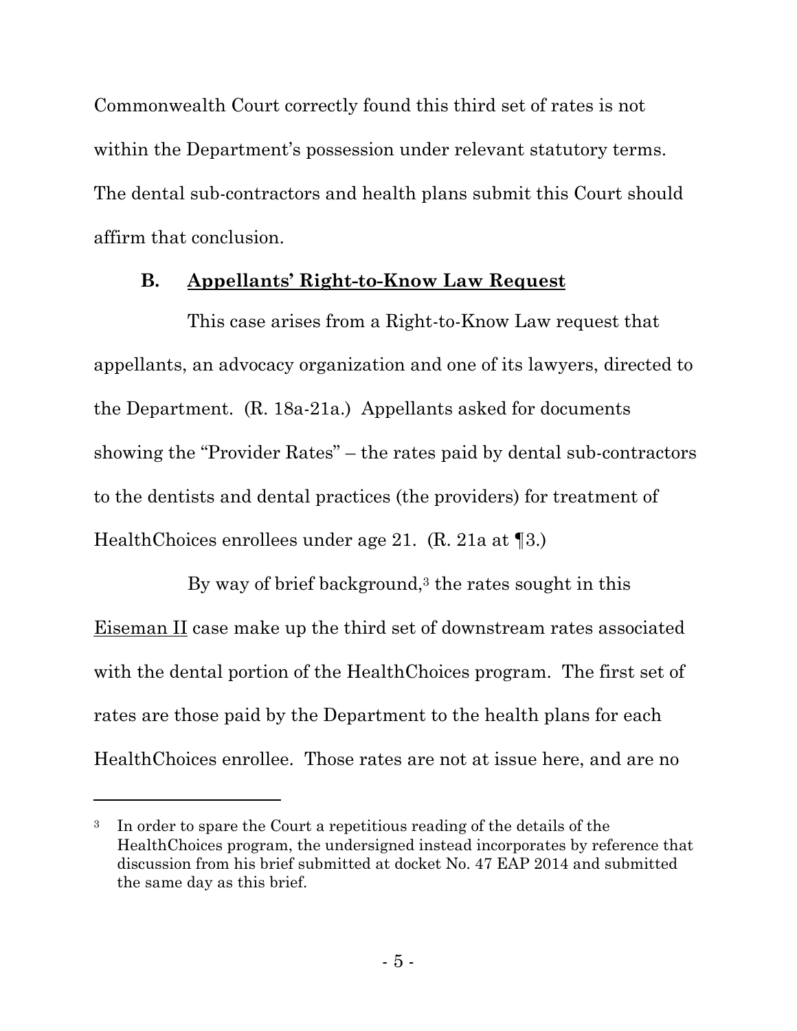Commonwealth Court correctly found this third set of rates is not within the Department's possession under relevant statutory terms. The dental sub-contractors and health plans submit this Court should affirm that conclusion.

### B. Appellants' Right-to-Know Law Request

This case arises from a Right-to-Know Law request that appellants, an advocacy organization and one of its lawyers, directed to the Department. (R. 18a-21a.) Appellants asked for documents showing the "Provider Rates" – the rates paid by dental sub-contractors to the dentists and dental practices (the providers) for treatment of HealthChoices enrollees under age 21. (R. 21a at ¶3.)

By way of brief background,[3] the rates sought in this Eiseman II case make up the third set of downstream rates associated with the dental portion of the HealthChoices program. The first set of rates are those paid by the Department to the health plans for each HealthChoices enrollee. Those rates are not at issue here, and are no

---

[3] In order to spare the Court a repetitious reading of the details of the HealthChoices program, the undersigned instead incorporates by reference that discussion from his brief submitted at docket No. 47 EAP 2014 and submitted the same day as this brief.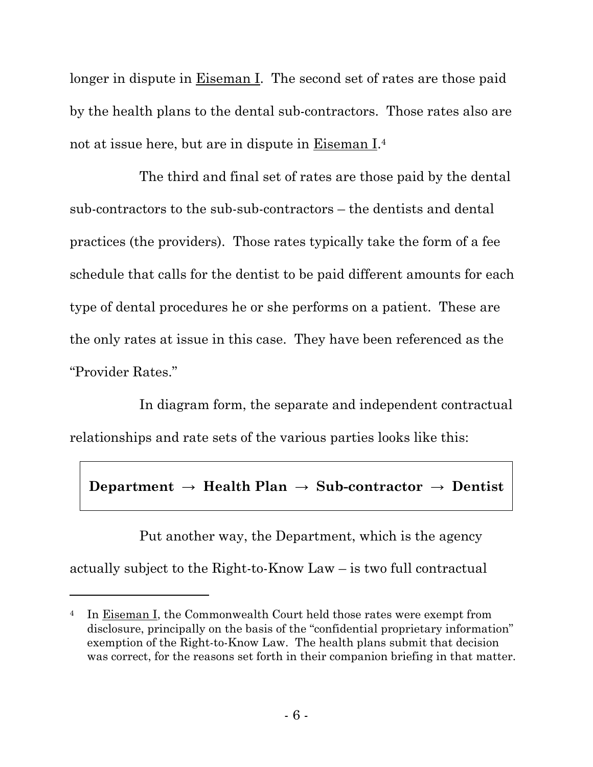longer in dispute in Eiseman I. The second set of rates are those paid by the health plans to the dental sub-contractors. Those rates also are not at issue here, but are in dispute in Eiseman I.[4]

The third and final set of rates are those paid by the dental sub-contractors to the sub-sub-contractors – the dentists and dental practices (the providers). Those rates typically take the form of a fee schedule that calls for the dentist to be paid different amounts for each type of dental procedures he or she performs on a patient. These are the only rates at issue in this case. They have been referenced as the "Provider Rates."

In diagram form, the separate and independent contractual relationships and rate sets of the various parties looks like this:

**Department → Health Plan → Sub-contractor → Dentist**

Put another way, the Department, which is the agency actually subject to the Right-to-Know Law – is two full contractual

---

[4] In Eiseman I, the Commonwealth Court held those rates were exempt from disclosure, principally on the basis of the "confidential proprietary information" exemption of the Right-to-Know Law. The health plans submit that decision was correct, for the reasons set forth in their companion briefing in that matter.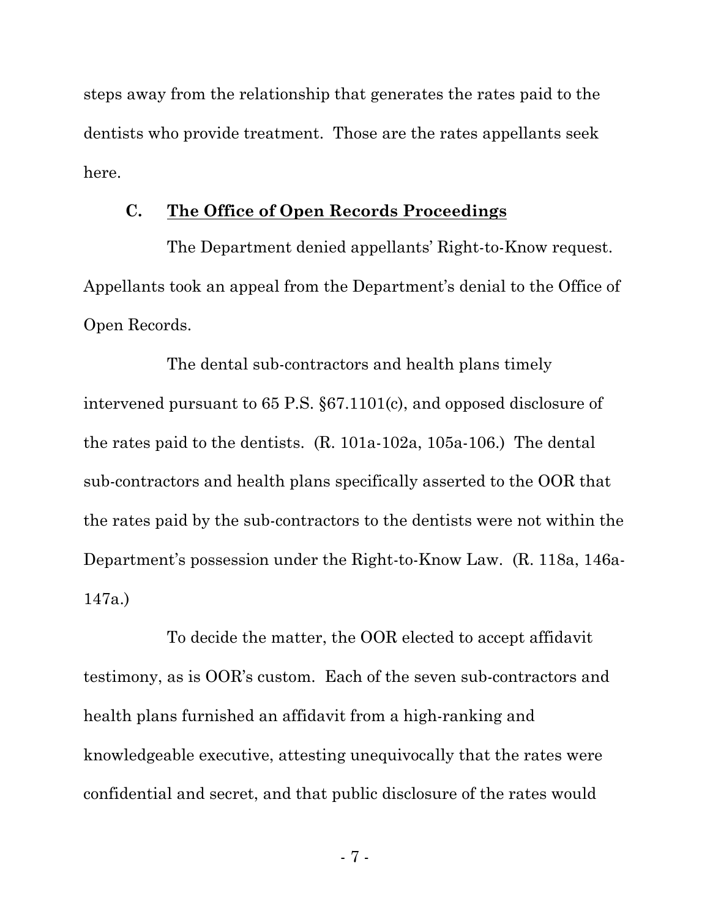steps away from the relationship that generates the rates paid to the dentists who provide treatment. Those are the rates appellants seek here.

### C. <u>The Office of Open Records Proceedings</u>

The Department denied appellants' Right-to-Know request. Appellants took an appeal from the Department's denial to the Office of Open Records.

The dental sub-contractors and health plans timely intervened pursuant to 65 P.S. §67.1101(c), and opposed disclosure of the rates paid to the dentists. (R. 101a-102a, 105a-106.) The dental sub-contractors and health plans specifically asserted to the OOR that the rates paid by the sub-contractors to the dentists were not within the Department's possession under the Right-to-Know Law. (R. 118a, 146a-147a.)

To decide the matter, the OOR elected to accept affidavit testimony, as is OOR's custom. Each of the seven sub-contractors and health plans furnished an affidavit from a high-ranking and knowledgeable executive, attesting unequivocally that the rates were confidential and secret, and that public disclosure of the rates would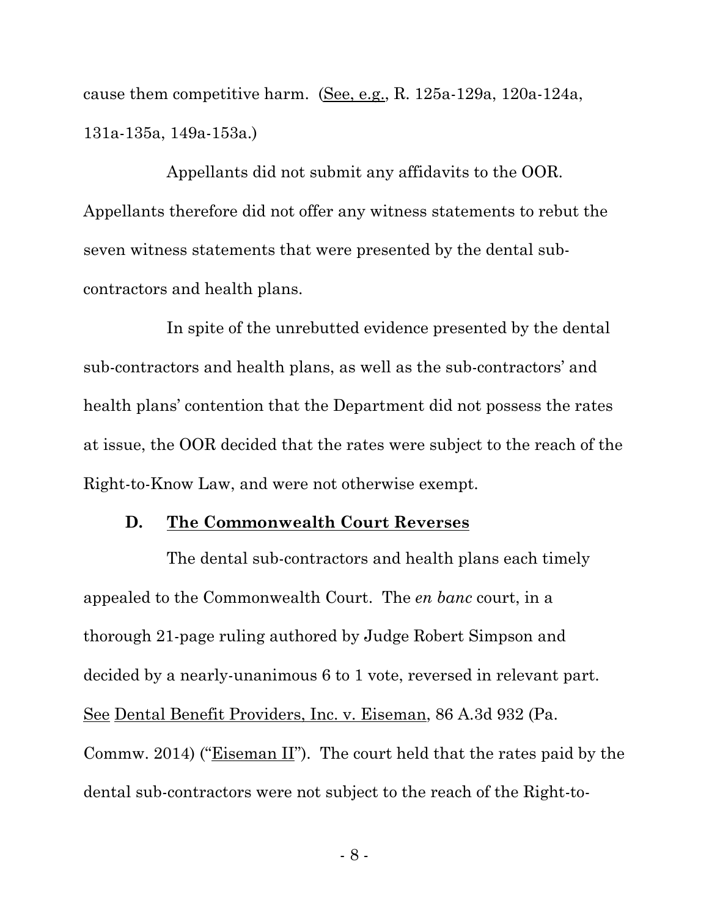cause them competitive harm. (<u>See, e.g.</u>, R. 125a-129a, 120a-124a, 131a-135a, 149a-153a.)

Appellants did not submit any affidavits to the OOR. Appellants therefore did not offer any witness statements to rebut the seven witness statements that were presented by the dental sub-contractors and health plans.

In spite of the unrebutted evidence presented by the dental sub-contractors and health plans, as well as the sub-contractors' and health plans' contention that the Department did not possess the rates at issue, the OOR decided that the rates were subject to the reach of the Right-to-Know Law, and were not otherwise exempt.

### D. The Commonwealth Court Reverses

The dental sub-contractors and health plans each timely appealed to the Commonwealth Court. The *en banc* court, in a thorough 21-page ruling authored by Judge Robert Simpson and decided by a nearly-unanimous 6 to 1 vote, reversed in relevant part. <u>See</u> <u>Dental Benefit Providers, Inc. v. Eiseman</u>, 86 A.3d 932 (Pa. Commw. 2014) ("<u>Eiseman II</u>"). The court held that the rates paid by the dental sub-contractors were not subject to the reach of the Right-to-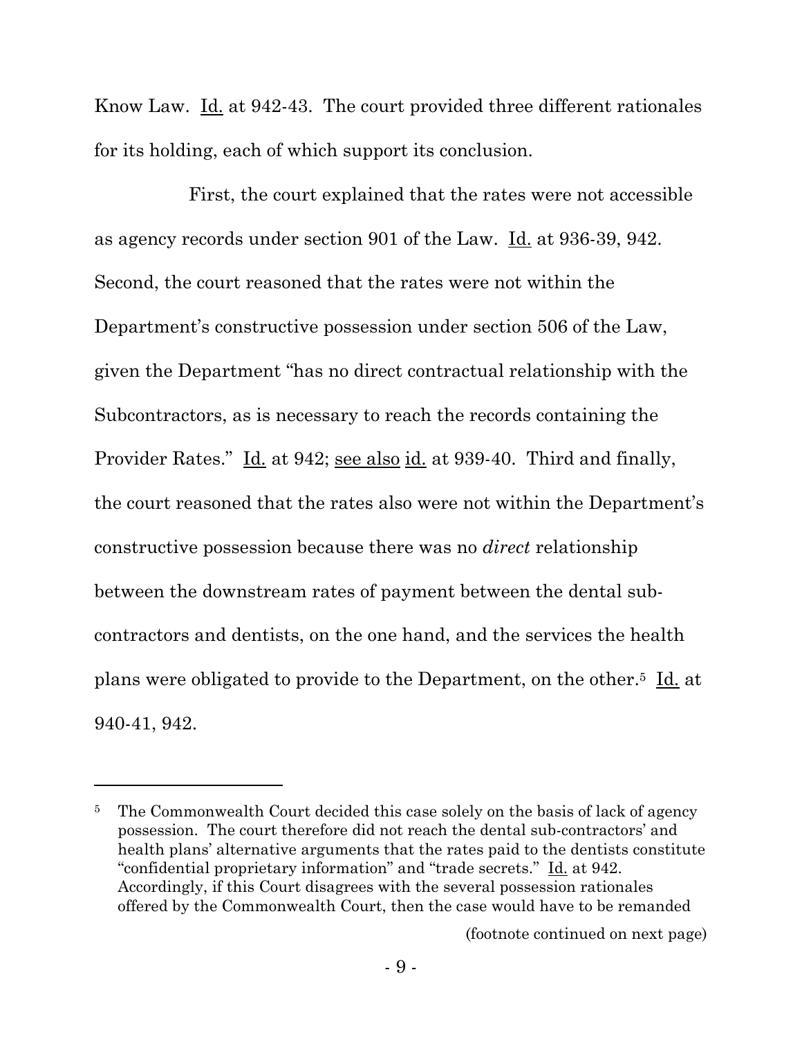Know Law. Id. at 942-43. The court provided three different rationales for its holding, each of which support its conclusion.

First, the court explained that the rates were not accessible as agency records under section 901 of the Law. Id. at 936-39, 942. Second, the court reasoned that the rates were not within the Department's constructive possession under section 506 of the Law, given the Department "has no direct contractual relationship with the Subcontractors, as is necessary to reach the records containing the Provider Rates." Id. at 942; see also id. at 939-40. Third and finally, the court reasoned that the rates also were not within the Department's constructive possession because there was no *direct* relationship between the downstream rates of payment between the dental sub-contractors and dentists, on the one hand, and the services the health plans were obligated to provide to the Department, on the other.[5] Id. at 940-41, 942.

---

[5] The Commonwealth Court decided this case solely on the basis of lack of agency possession. The court therefore did not reach the dental sub-contractors' and health plans' alternative arguments that the rates paid to the dentists constitute "confidential proprietary information" and "trade secrets." Id. at 942. Accordingly, if this Court disagrees with the several possession rationales offered by the Commonwealth Court, then the case would have to be remanded

(footnote continued on next page)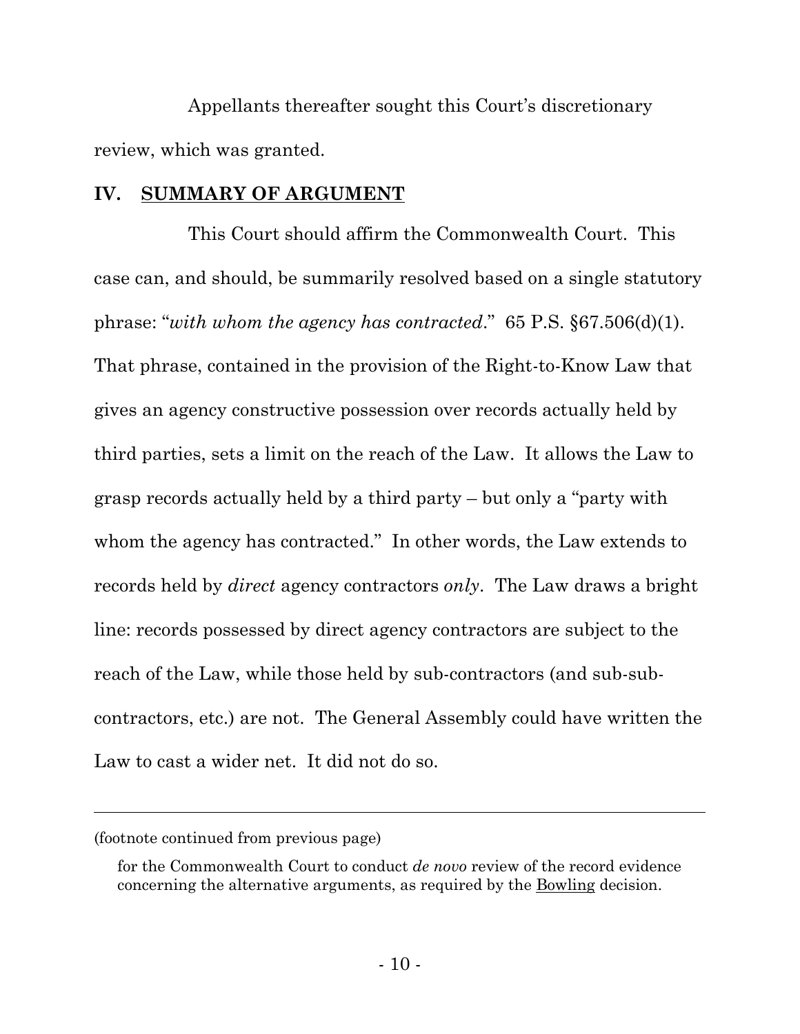Appellants thereafter sought this Court's discretionary review, which was granted.

## IV. SUMMARY OF ARGUMENT

This Court should affirm the Commonwealth Court. This case can, and should, be summarily resolved based on a single statutory phrase: "*with whom the agency has contracted*." 65 P.S. §67.506(d)(1). That phrase, contained in the provision of the Right-to-Know Law that gives an agency constructive possession over records actually held by third parties, sets a limit on the reach of the Law. It allows the Law to grasp records actually held by a third party – but only a "party with whom the agency has contracted." In other words, the Law extends to records held by *direct* agency contractors *only*. The Law draws a bright line: records possessed by direct agency contractors are subject to the reach of the Law, while those held by sub-contractors (and sub-sub-contractors, etc.) are not. The General Assembly could have written the Law to cast a wider net. It did not do so.

---

(footnote continued from previous page)

for the Commonwealth Court to conduct *de novo* review of the record evidence concerning the alternative arguments, as required by the Bowling decision.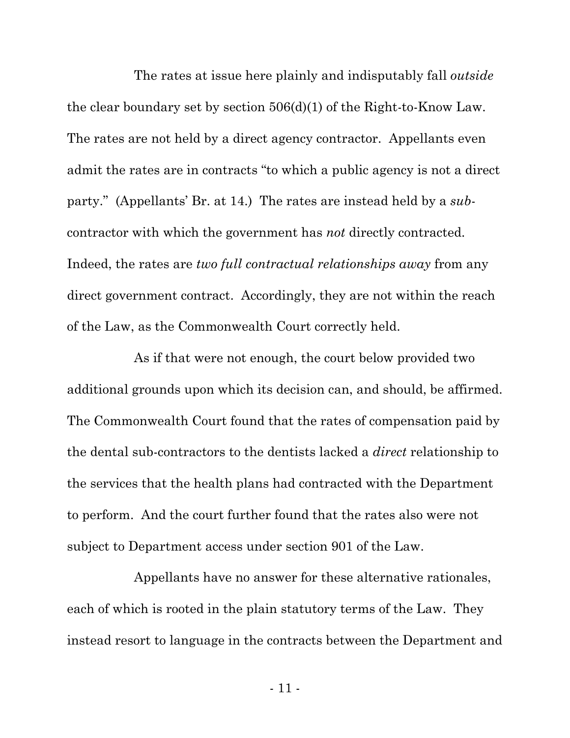The rates at issue here plainly and indisputably fall *outside* the clear boundary set by section 506(d)(1) of the Right-to-Know Law. The rates are not held by a direct agency contractor. Appellants even admit the rates are in contracts "to which a public agency is not a direct party." (Appellants' Br. at 14.) The rates are instead held by a *sub*-contractor with which the government has *not* directly contracted. Indeed, the rates are *two full contractual relationships away* from any direct government contract. Accordingly, they are not within the reach of the Law, as the Commonwealth Court correctly held.

As if that were not enough, the court below provided two additional grounds upon which its decision can, and should, be affirmed. The Commonwealth Court found that the rates of compensation paid by the dental sub-contractors to the dentists lacked a *direct* relationship to the services that the health plans had contracted with the Department to perform. And the court further found that the rates also were not subject to Department access under section 901 of the Law.

Appellants have no answer for these alternative rationales, each of which is rooted in the plain statutory terms of the Law. They instead resort to language in the contracts between the Department and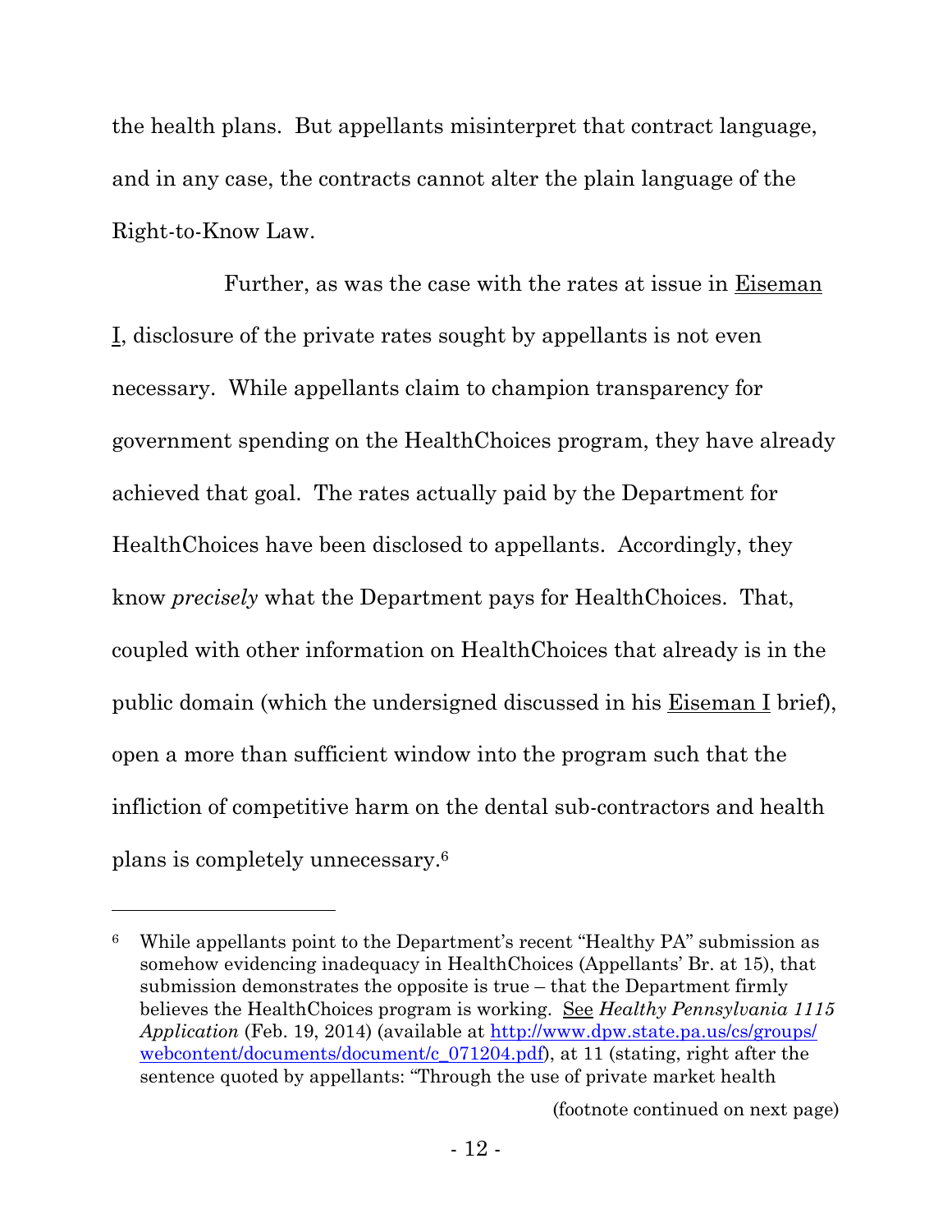the health plans. But appellants misinterpret that contract language, and in any case, the contracts cannot alter the plain language of the Right-to-Know Law.

Further, as was the case with the rates at issue in Eiseman I, disclosure of the private rates sought by appellants is not even necessary. While appellants claim to champion transparency for government spending on the HealthChoices program, they have already achieved that goal. The rates actually paid by the Department for HealthChoices have been disclosed to appellants. Accordingly, they know *precisely* what the Department pays for HealthChoices. That, coupled with other information on HealthChoices that already is in the public domain (which the undersigned discussed in his Eiseman I brief), open a more than sufficient window into the program such that the infliction of competitive harm on the dental sub-contractors and health plans is completely unnecessary.[6]

---

[6] While appellants point to the Department's recent "Healthy PA" submission as somehow evidencing inadequacy in HealthChoices (Appellants' Br. at 15), that submission demonstrates the opposite is true – that the Department firmly believes the HealthChoices program is working. See *Healthy Pennsylvania 1115 Application* (Feb. 19, 2014) (available at http://www.dpw.state.pa.us/cs/groups/webcontent/documents/document/c_071204.pdf), at 11 (stating, right after the sentence quoted by appellants: "Through the use of private market health

(footnote continued on next page)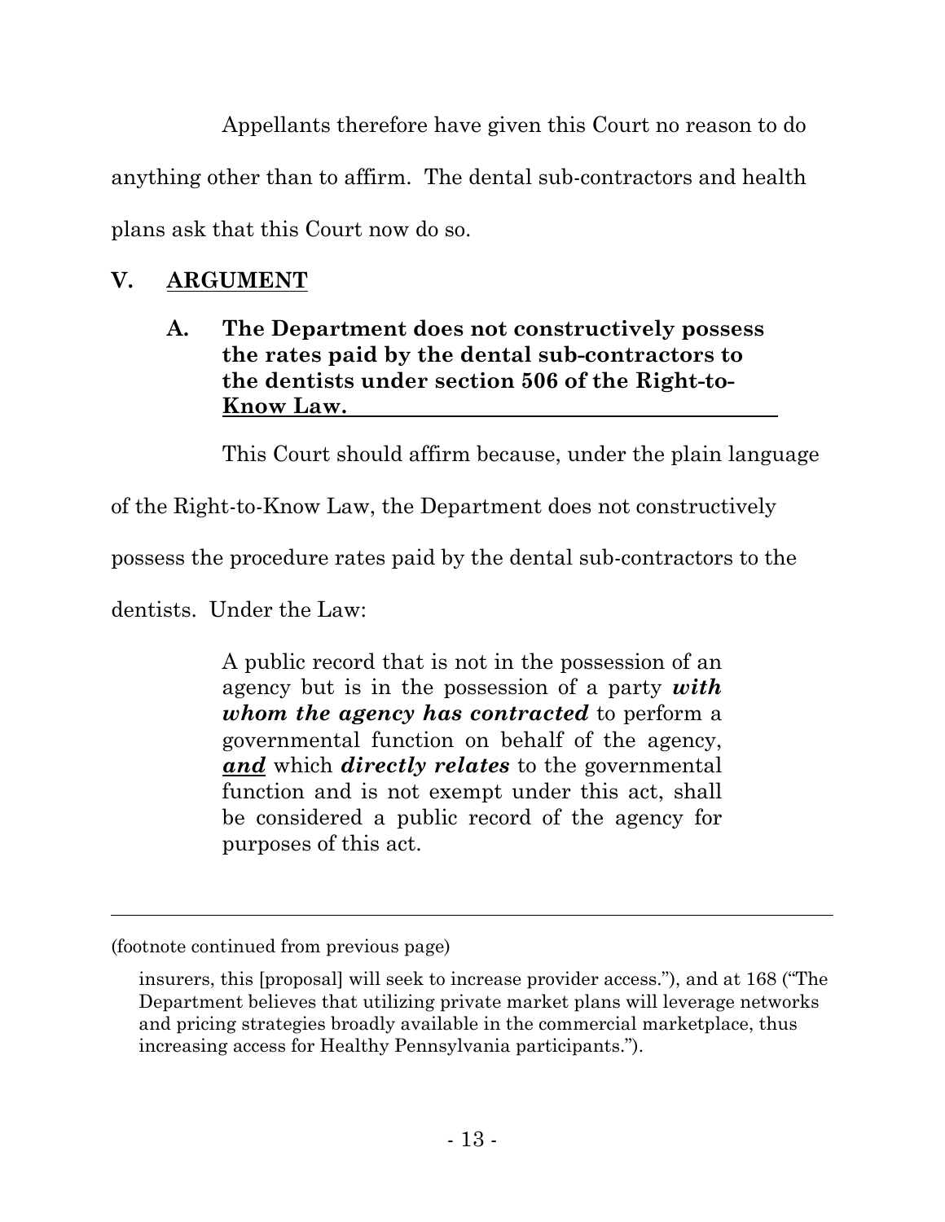Appellants therefore have given this Court no reason to do anything other than to affirm. The dental sub-contractors and health plans ask that this Court now do so.

## V. ARGUMENT

### A. The Department does not constructively possess the rates paid by the dental sub-contractors to the dentists under section 506 of the Right-to-Know Law.

This Court should affirm because, under the plain language of the Right-to-Know Law, the Department does not constructively possess the procedure rates paid by the dental sub-contractors to the dentists. Under the Law:

> A public record that is not in the possession of an agency but is in the possession of a party ***with whom the agency has contracted*** to perform a governmental function on behalf of the agency, ***and*** which ***directly relates*** to the governmental function and is not exempt under this act, shall be considered a public record of the agency for purposes of this act.

---

(footnote continued from previous page)

insurers, this [proposal] will seek to increase provider access."), and at 168 ("The Department believes that utilizing private market plans will leverage networks and pricing strategies broadly available in the commercial marketplace, thus increasing access for Healthy Pennsylvania participants.").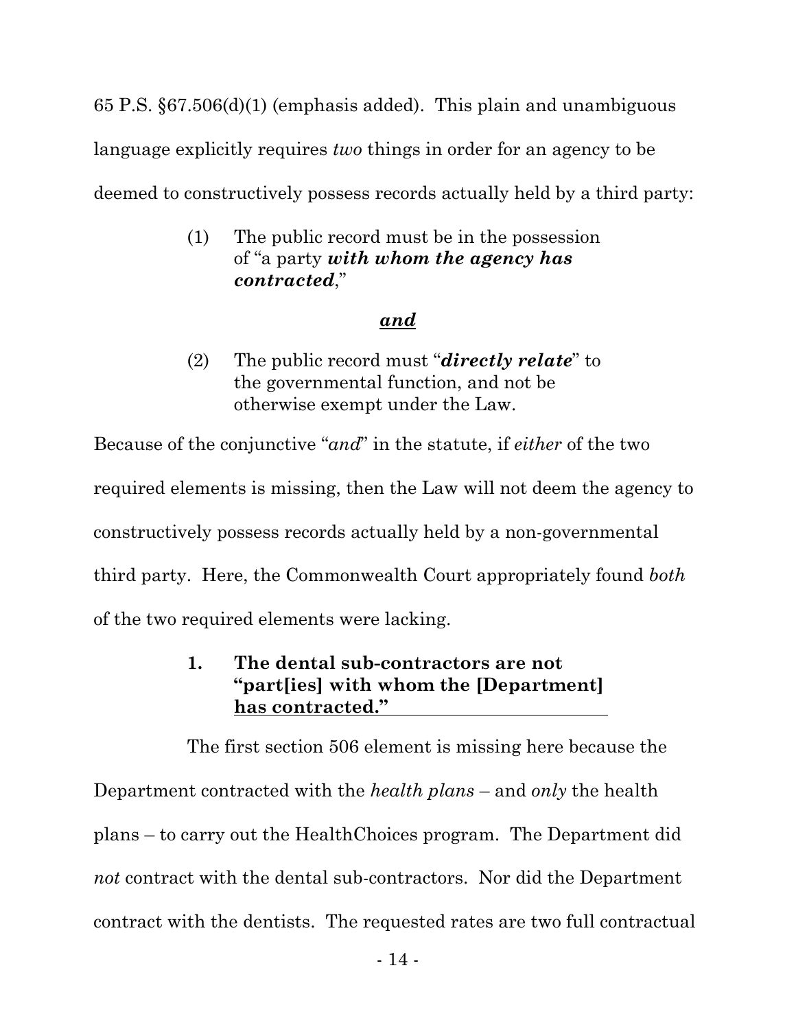65 P.S. §67.506(d)(1) (emphasis added). This plain and unambiguous language explicitly requires *two* things in order for an agency to be deemed to constructively possess records actually held by a third party:

> (1) The public record must be in the possession of "a party ***with whom the agency has contracted***,"
>
> ***<u>and</u>***
>
> (2) The public record must "***directly relate***" to the governmental function, and not be otherwise exempt under the Law.

Because of the conjunctive "*and*" in the statute, if *either* of the two required elements is missing, then the Law will not deem the agency to constructively possess records actually held by a non-governmental third party. Here, the Commonwealth Court appropriately found *both* of the two required elements were lacking.

**1. <u>The dental sub-contractors are not "part[ies] with whom the [Department] has contracted."</u>**

The first section 506 element is missing here because the Department contracted with the *health plans* – and *only* the health plans – to carry out the HealthChoices program. The Department did *not* contract with the dental sub-contractors. Nor did the Department contract with the dentists. The requested rates are two full contractual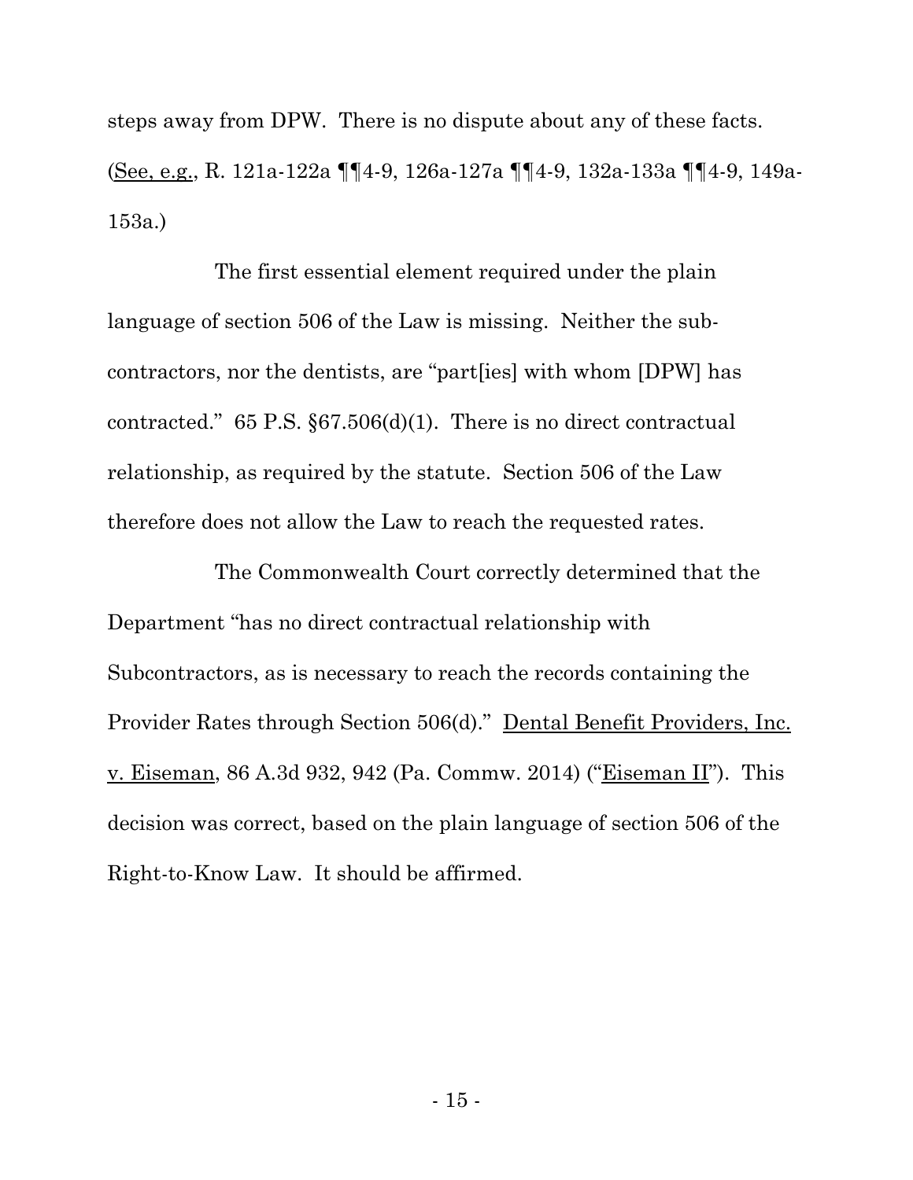steps away from DPW. There is no dispute about any of these facts. (See, e.g., R. 121a-122a ¶¶4-9, 126a-127a ¶¶4-9, 132a-133a ¶¶4-9, 149a-153a.)

The first essential element required under the plain language of section 506 of the Law is missing. Neither the sub-contractors, nor the dentists, are "part[ies] with whom [DPW] has contracted." 65 P.S. §67.506(d)(1). There is no direct contractual relationship, as required by the statute. Section 506 of the Law therefore does not allow the Law to reach the requested rates.

The Commonwealth Court correctly determined that the Department "has no direct contractual relationship with Subcontractors, as is necessary to reach the records containing the Provider Rates through Section 506(d)." Dental Benefit Providers, Inc. v. Eiseman, 86 A.3d 932, 942 (Pa. Commw. 2014) ("Eiseman II"). This decision was correct, based on the plain language of section 506 of the Right-to-Know Law. It should be affirmed.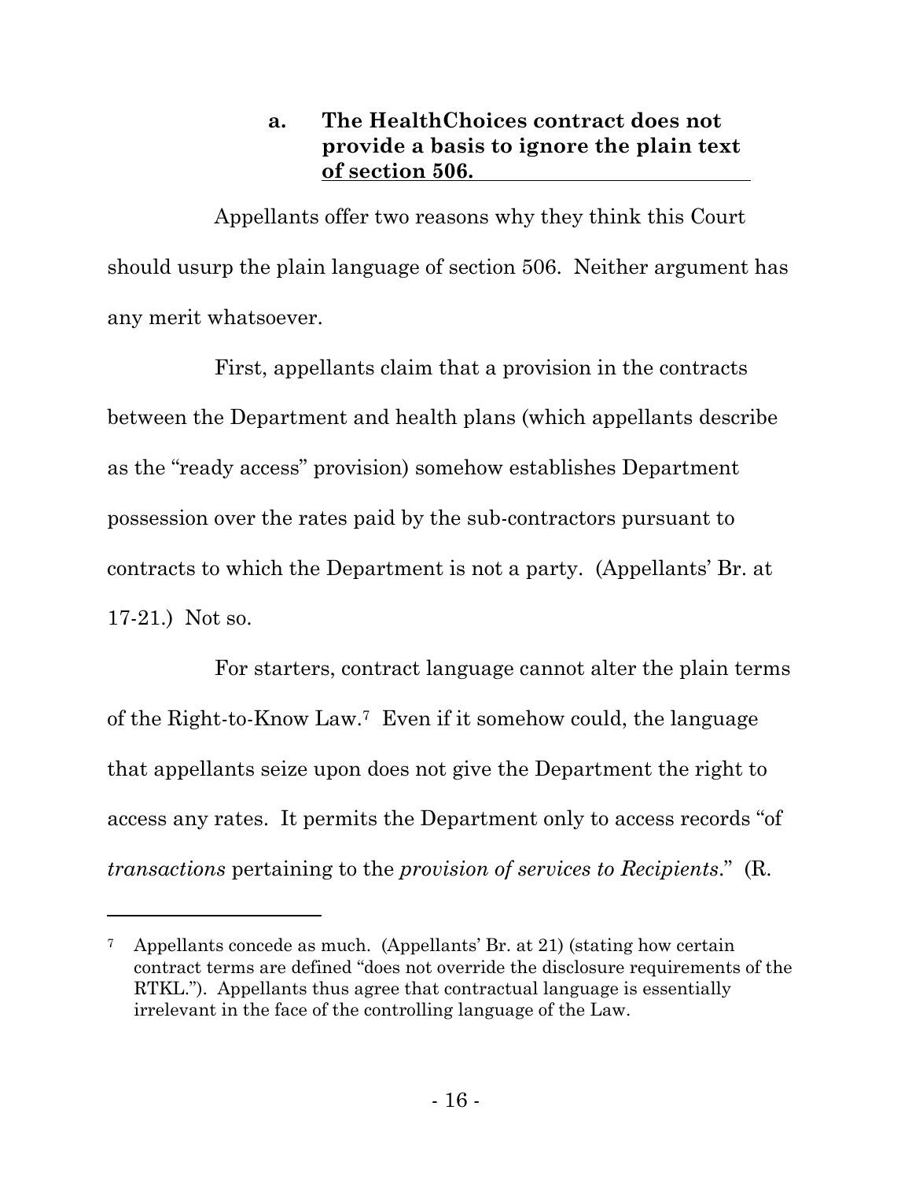### a. The HealthChoices contract does not provide a basis to ignore the plain text of section 506.

Appellants offer two reasons why they think this Court should usurp the plain language of section 506. Neither argument has any merit whatsoever.

First, appellants claim that a provision in the contracts between the Department and health plans (which appellants describe as the "ready access" provision) somehow establishes Department possession over the rates paid by the sub-contractors pursuant to contracts to which the Department is not a party. (Appellants' Br. at 17-21.) Not so.

For starters, contract language cannot alter the plain terms of the Right-to-Know Law.[7] Even if it somehow could, the language that appellants seize upon does not give the Department the right to access any rates. It permits the Department only to access records "of *transactions* pertaining to the *provision of services to Recipients*." (R.

---

[7] Appellants concede as much. (Appellants' Br. at 21) (stating how certain contract terms are defined "does not override the disclosure requirements of the RTKL."). Appellants thus agree that contractual language is essentially irrelevant in the face of the controlling language of the Law.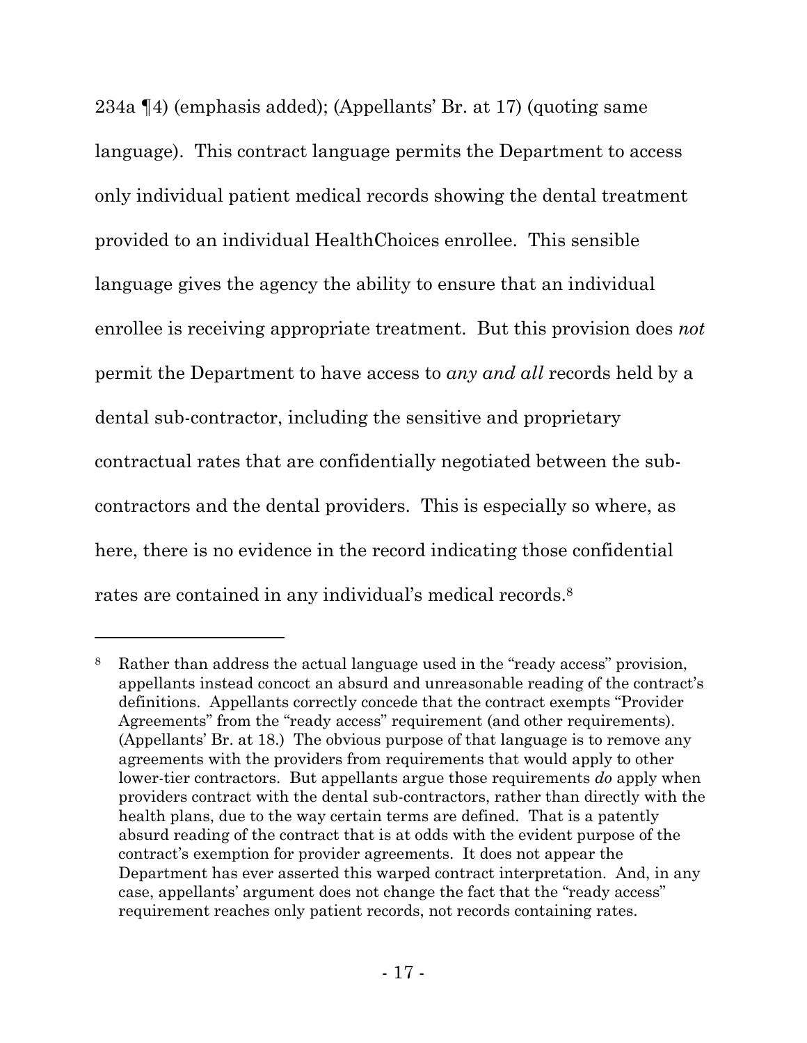234a ¶4) (emphasis added); (Appellants' Br. at 17) (quoting same language). This contract language permits the Department to access only individual patient medical records showing the dental treatment provided to an individual HealthChoices enrollee. This sensible language gives the agency the ability to ensure that an individual enrollee is receiving appropriate treatment. But this provision does *not* permit the Department to have access to *any and all* records held by a dental sub-contractor, including the sensitive and proprietary contractual rates that are confidentially negotiated between the sub-contractors and the dental providers. This is especially so where, as here, there is no evidence in the record indicating those confidential rates are contained in any individual's medical records.[8]

---

[8] Rather than address the actual language used in the "ready access" provision, appellants instead concoct an absurd and unreasonable reading of the contract's definitions. Appellants correctly concede that the contract exempts "Provider Agreements" from the "ready access" requirement (and other requirements). (Appellants' Br. at 18.) The obvious purpose of that language is to remove any agreements with the providers from requirements that would apply to other lower-tier contractors. But appellants argue those requirements *do* apply when providers contract with the dental sub-contractors, rather than directly with the health plans, due to the way certain terms are defined. That is a patently absurd reading of the contract that is at odds with the evident purpose of the contract's exemption for provider agreements. It does not appear the Department has ever asserted this warped contract interpretation. And, in any case, appellants' argument does not change the fact that the "ready access" requirement reaches only patient records, not records containing rates.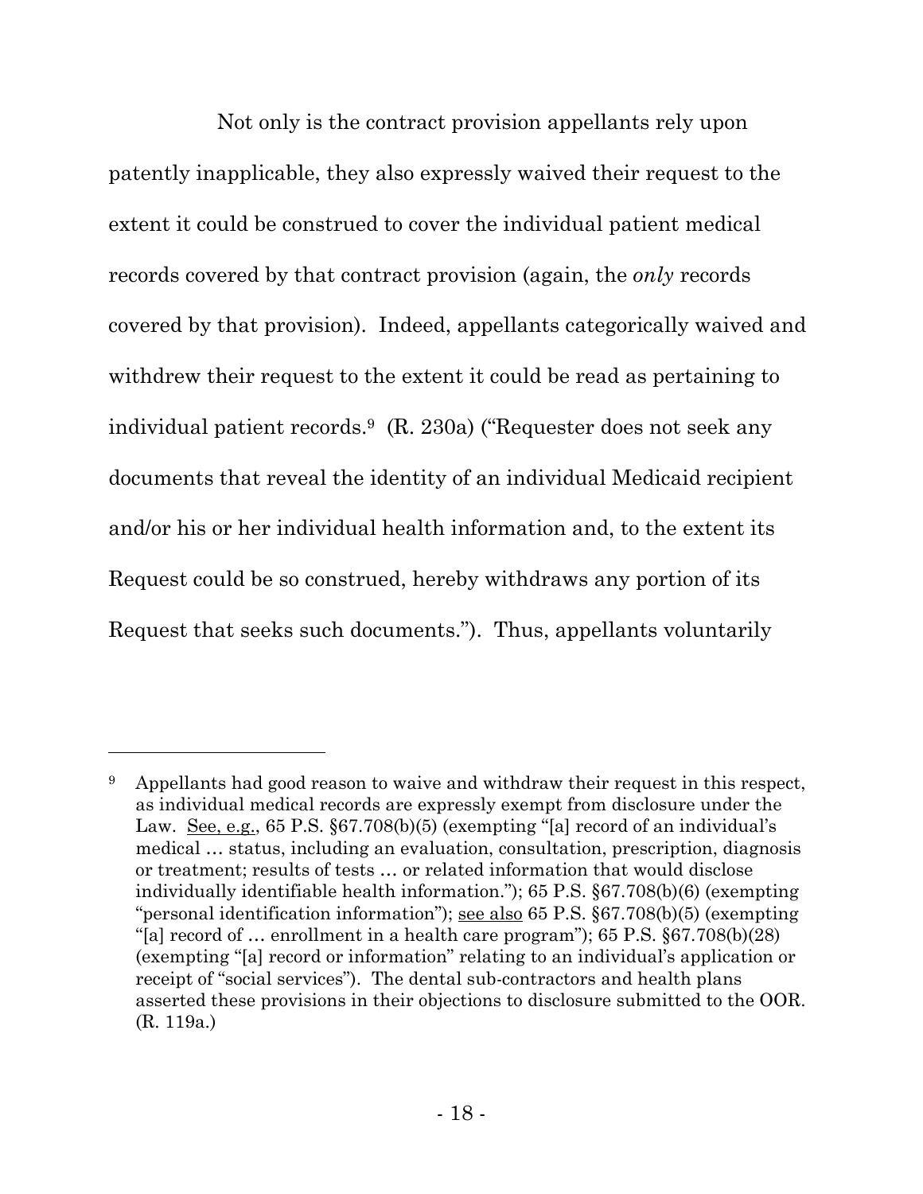Not only is the contract provision appellants rely upon patently inapplicable, they also expressly waived their request to the extent it could be construed to cover the individual patient medical records covered by that contract provision (again, the *only* records covered by that provision). Indeed, appellants categorically waived and withdrew their request to the extent it could be read as pertaining to individual patient records.[9] (R. 230a) ("Requester does not seek any documents that reveal the identity of an individual Medicaid recipient and/or his or her individual health information and, to the extent its Request could be so construed, hereby withdraws any portion of its Request that seeks such documents."). Thus, appellants voluntarily

---

[9] Appellants had good reason to waive and withdraw their request in this respect, as individual medical records are expressly exempt from disclosure under the Law. See, e.g., 65 P.S. §67.708(b)(5) (exempting "[a] record of an individual's medical … status, including an evaluation, consultation, prescription, diagnosis or treatment; results of tests … or related information that would disclose individually identifiable health information."); 65 P.S. §67.708(b)(6) (exempting "personal identification information"); see also 65 P.S. §67.708(b)(5) (exempting "[a] record of … enrollment in a health care program"); 65 P.S. §67.708(b)(28) (exempting "[a] record or information" relating to an individual's application or receipt of "social services"). The dental sub-contractors and health plans asserted these provisions in their objections to disclosure submitted to the OOR. (R. 119a.)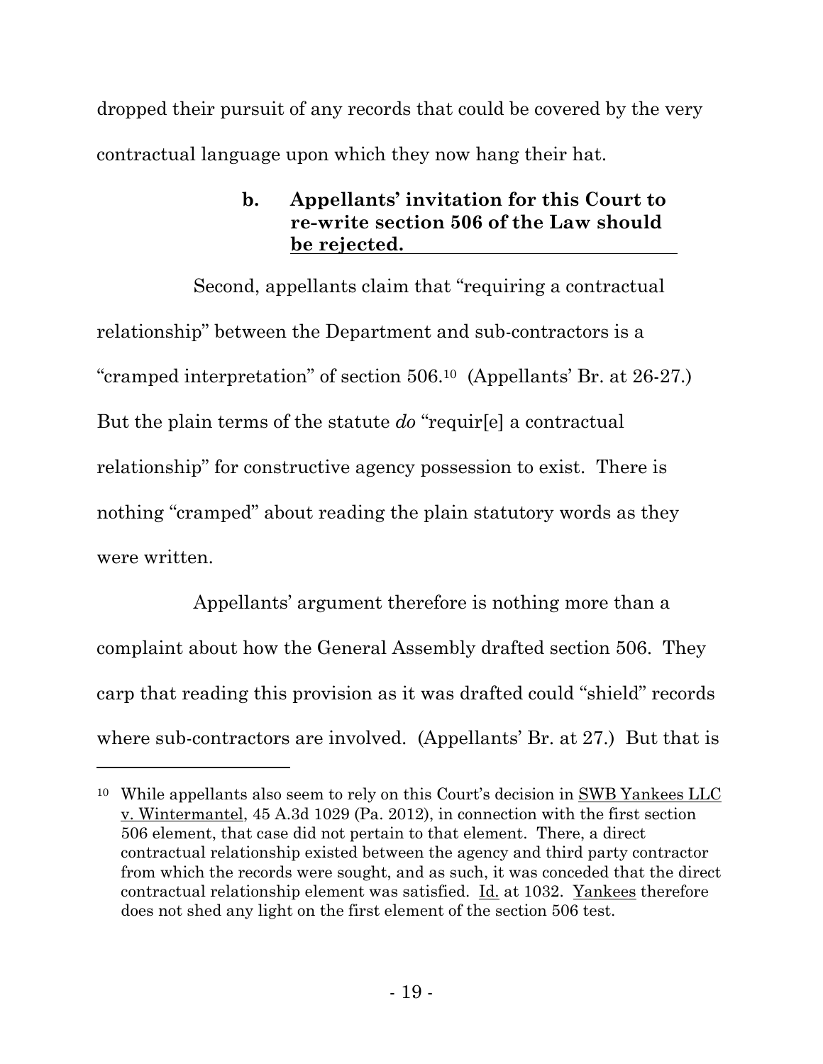dropped their pursuit of any records that could be covered by the very contractual language upon which they now hang their hat.

**b. Appellants' invitation for this Court to re-write section 506 of the Law should be rejected.**

Second, appellants claim that "requiring a contractual relationship" between the Department and sub-contractors is a "cramped interpretation" of section 506.[10] (Appellants' Br. at 26-27.) But the plain terms of the statute *do* "requir[e] a contractual relationship" for constructive agency possession to exist. There is nothing "cramped" about reading the plain statutory words as they were written.

Appellants' argument therefore is nothing more than a complaint about how the General Assembly drafted section 506. They carp that reading this provision as it was drafted could "shield" records where sub-contractors are involved. (Appellants' Br. at 27.) But that is

---

[10] While appellants also seem to rely on this Court's decision in SWB Yankees LLC v. Wintermantel, 45 A.3d 1029 (Pa. 2012), in connection with the first section 506 element, that case did not pertain to that element. There, a direct contractual relationship existed between the agency and third party contractor from which the records were sought, and as such, it was conceded that the direct contractual relationship element was satisfied. Id. at 1032. Yankees therefore does not shed any light on the first element of the section 506 test.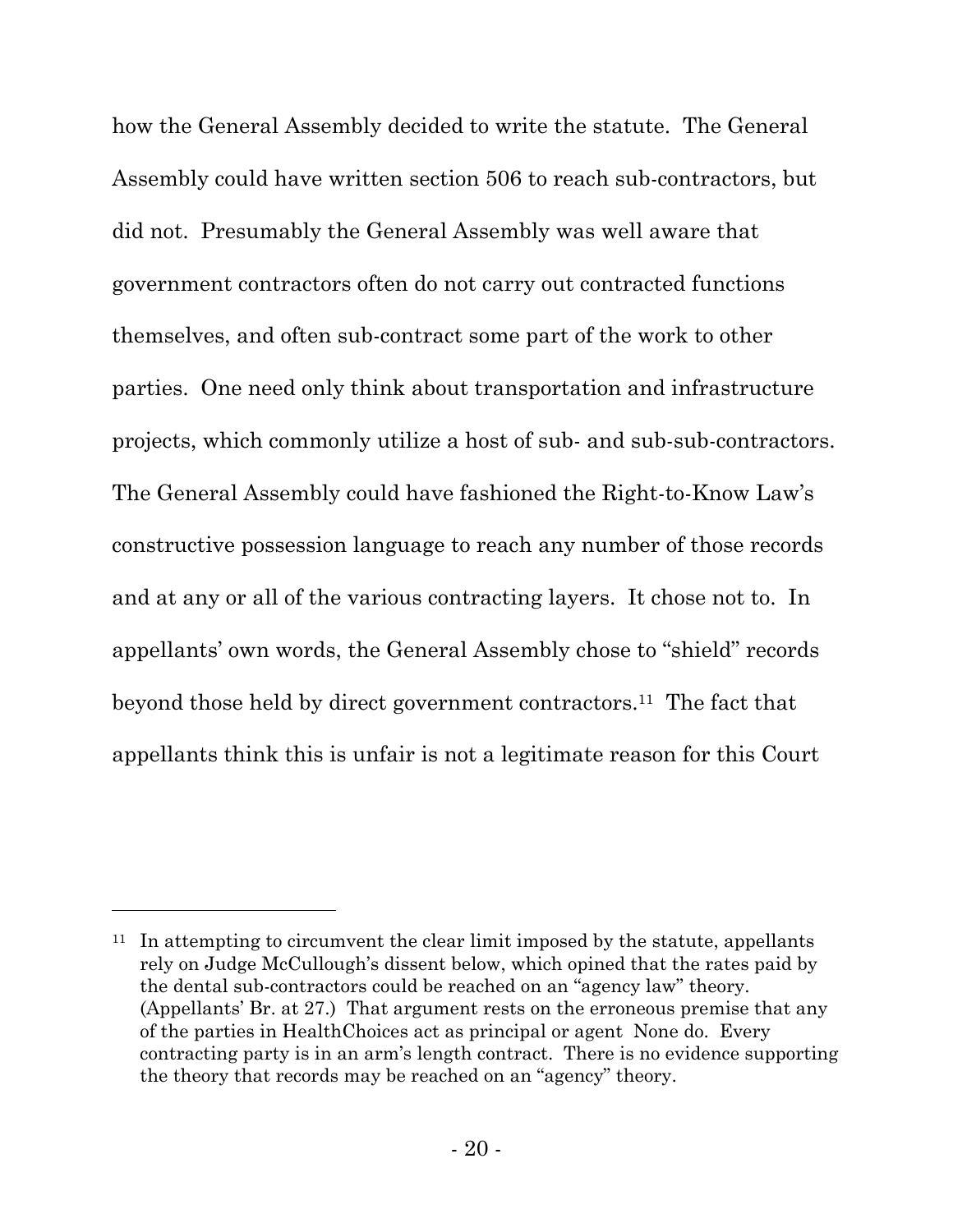how the General Assembly decided to write the statute. The General Assembly could have written section 506 to reach sub-contractors, but did not. Presumably the General Assembly was well aware that government contractors often do not carry out contracted functions themselves, and often sub-contract some part of the work to other parties. One need only think about transportation and infrastructure projects, which commonly utilize a host of sub- and sub-sub-contractors. The General Assembly could have fashioned the Right-to-Know Law's constructive possession language to reach any number of those records and at any or all of the various contracting layers. It chose not to. In appellants' own words, the General Assembly chose to "shield" records beyond those held by direct government contractors.[11] The fact that appellants think this is unfair is not a legitimate reason for this Court

---

[11] In attempting to circumvent the clear limit imposed by the statute, appellants rely on Judge McCullough's dissent below, which opined that the rates paid by the dental sub-contractors could be reached on an "agency law" theory. (Appellants' Br. at 27.) That argument rests on the erroneous premise that any of the parties in HealthChoices act as principal or agent None do. Every contracting party is in an arm's length contract. There is no evidence supporting the theory that records may be reached on an "agency" theory.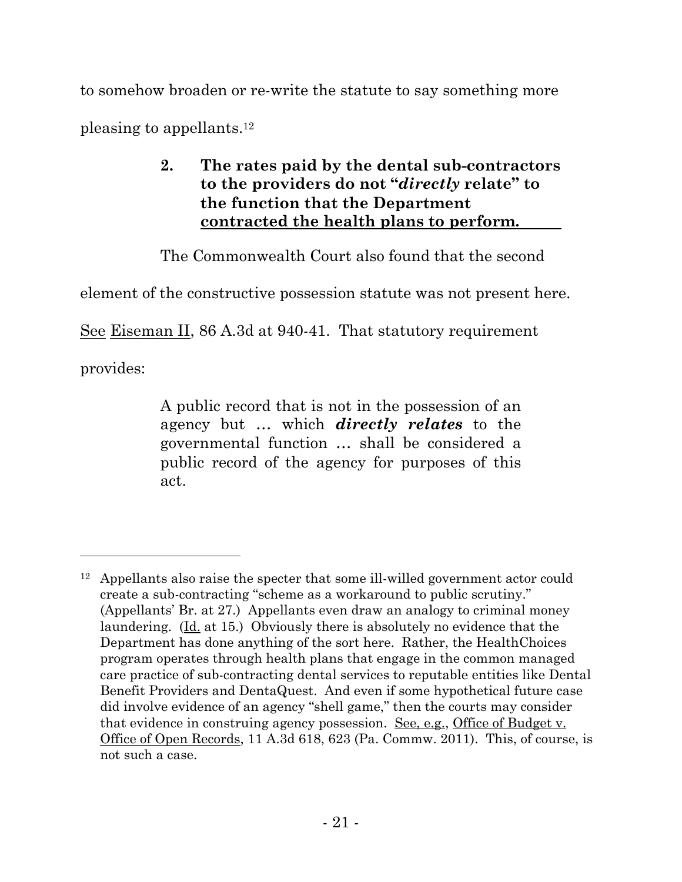to somehow broaden or re-write the statute to say something more pleasing to appellants.[12]

### 2. The rates paid by the dental sub-contractors to the providers do not "*directly* relate" to the function that the Department contracted the health plans to perform.

The Commonwealth Court also found that the second element of the constructive possession statute was not present here. See Eiseman II, 86 A.3d at 940-41. That statutory requirement provides:

> A public record that is not in the possession of an agency but … which ***directly relates*** to the governmental function … shall be considered a public record of the agency for purposes of this act.

---

[12] Appellants also raise the specter that some ill-willed government actor could create a sub-contracting "scheme as a workaround to public scrutiny." (Appellants' Br. at 27.) Appellants even draw an analogy to criminal money laundering. (Id. at 15.) Obviously there is absolutely no evidence that the Department has done anything of the sort here. Rather, the HealthChoices program operates through health plans that engage in the common managed care practice of sub-contracting dental services to reputable entities like Dental Benefit Providers and DentaQuest. And even if some hypothetical future case did involve evidence of an agency "shell game," then the courts may consider that evidence in construing agency possession. See, e.g., Office of Budget v. Office of Open Records, 11 A.3d 618, 623 (Pa. Commw. 2011). This, of course, is not such a case.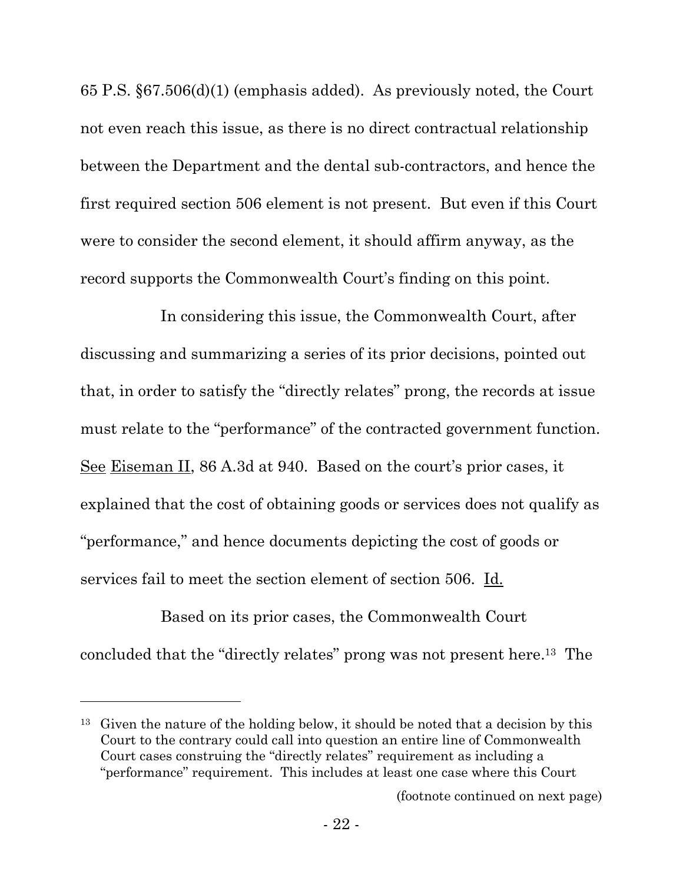65 P.S. §67.506(d)(1) (emphasis added). As previously noted, the Court not even reach this issue, as there is no direct contractual relationship between the Department and the dental sub-contractors, and hence the first required section 506 element is not present. But even if this Court were to consider the second element, it should affirm anyway, as the record supports the Commonwealth Court's finding on this point.

In considering this issue, the Commonwealth Court, after discussing and summarizing a series of its prior decisions, pointed out that, in order to satisfy the "directly relates" prong, the records at issue must relate to the "performance" of the contracted government function. See Eiseman II, 86 A.3d at 940. Based on the court's prior cases, it explained that the cost of obtaining goods or services does not qualify as "performance," and hence documents depicting the cost of goods or services fail to meet the section element of section 506. Id.

Based on its prior cases, the Commonwealth Court concluded that the "directly relates" prong was not present here.[13] The

[13] Given the nature of the holding below, it should be noted that a decision by this Court to the contrary could call into question an entire line of Commonwealth Court cases construing the "directly relates" requirement as including a "performance" requirement. This includes at least one case where this Court

(footnote continued on next page)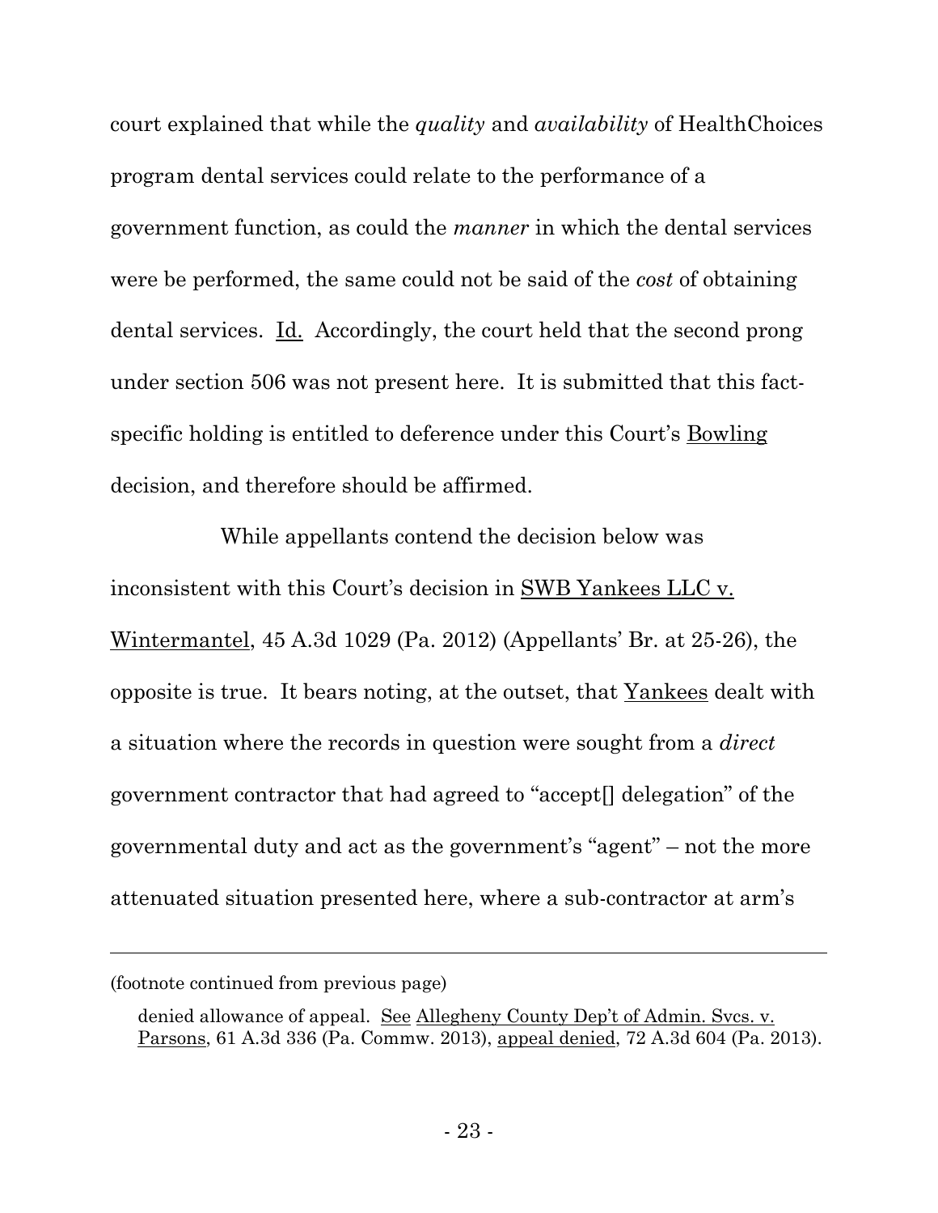court explained that while the *quality* and *availability* of HealthChoices program dental services could relate to the performance of a government function, as could the *manner* in which the dental services were be performed, the same could not be said of the *cost* of obtaining dental services. Id. Accordingly, the court held that the second prong under section 506 was not present here. It is submitted that this fact-specific holding is entitled to deference under this Court's Bowling decision, and therefore should be affirmed.

While appellants contend the decision below was inconsistent with this Court's decision in SWB Yankees LLC v. Wintermantel, 45 A.3d 1029 (Pa. 2012) (Appellants' Br. at 25-26), the opposite is true. It bears noting, at the outset, that Yankees dealt with a situation where the records in question were sought from a *direct* government contractor that had agreed to "accept[] delegation" of the governmental duty and act as the government's "agent" – not the more attenuated situation presented here, where a sub-contractor at arm's

---

(footnote continued from previous page)

denied allowance of appeal. See Allegheny County Dep't of Admin. Svcs. v. Parsons, 61 A.3d 336 (Pa. Commw. 2013), appeal denied, 72 A.3d 604 (Pa. 2013).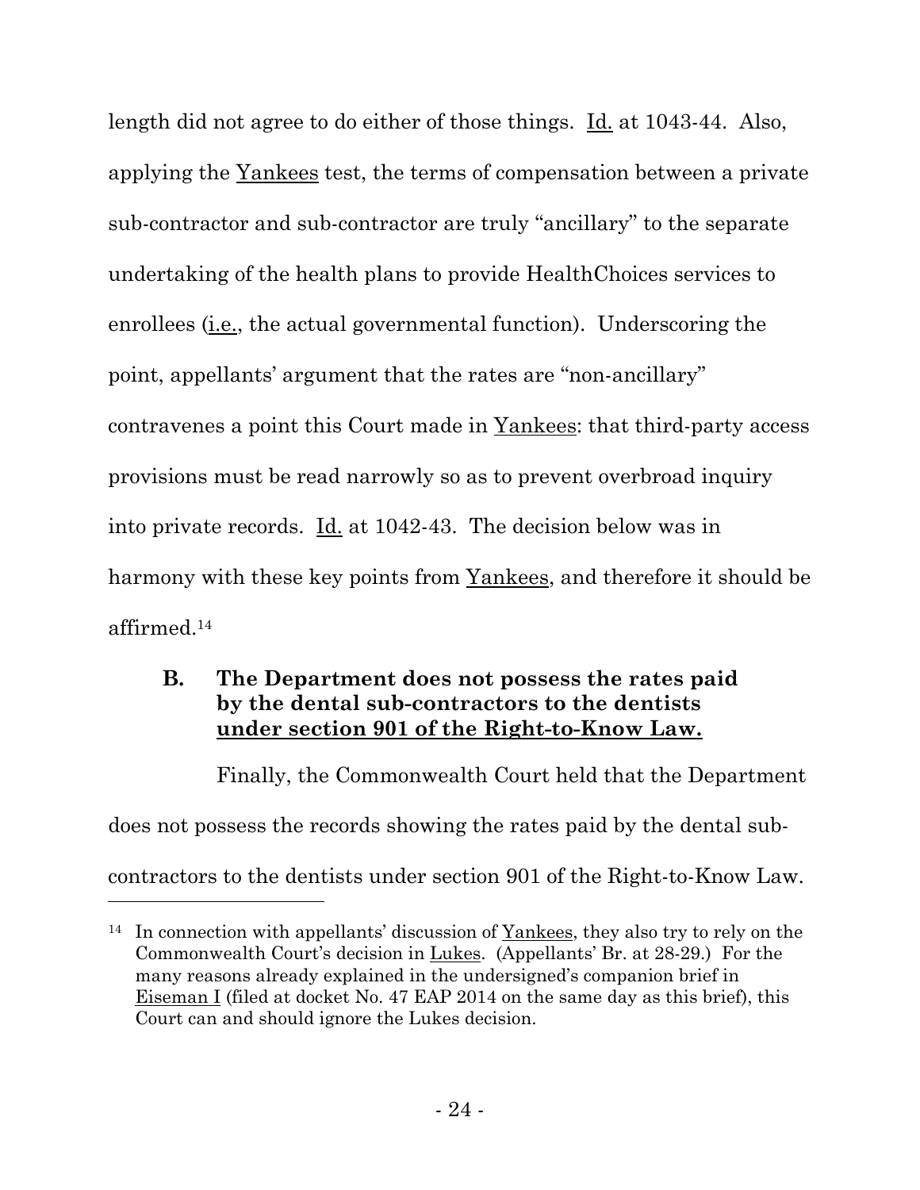length did not agree to do either of those things. Id. at 1043-44. Also, applying the Yankees test, the terms of compensation between a private sub-contractor and sub-contractor are truly "ancillary" to the separate undertaking of the health plans to provide HealthChoices services to enrollees (i.e., the actual governmental function). Underscoring the point, appellants' argument that the rates are "non-ancillary" contravenes a point this Court made in Yankees: that third-party access provisions must be read narrowly so as to prevent overbroad inquiry into private records. Id. at 1042-43. The decision below was in harmony with these key points from Yankees, and therefore it should be affirmed.[14]

### B. The Department does not possess the rates paid by the dental sub-contractors to the dentists under section 901 of the Right-to-Know Law.

Finally, the Commonwealth Court held that the Department does not possess the records showing the rates paid by the dental sub-contractors to the dentists under section 901 of the Right-to-Know Law.

---

[14] In connection with appellants' discussion of Yankees, they also try to rely on the Commonwealth Court's decision in Lukes. (Appellants' Br. at 28-29.) For the many reasons already explained in the undersigned's companion brief in Eiseman I (filed at docket No. 47 EAP 2014 on the same day as this brief), this Court can and should ignore the Lukes decision.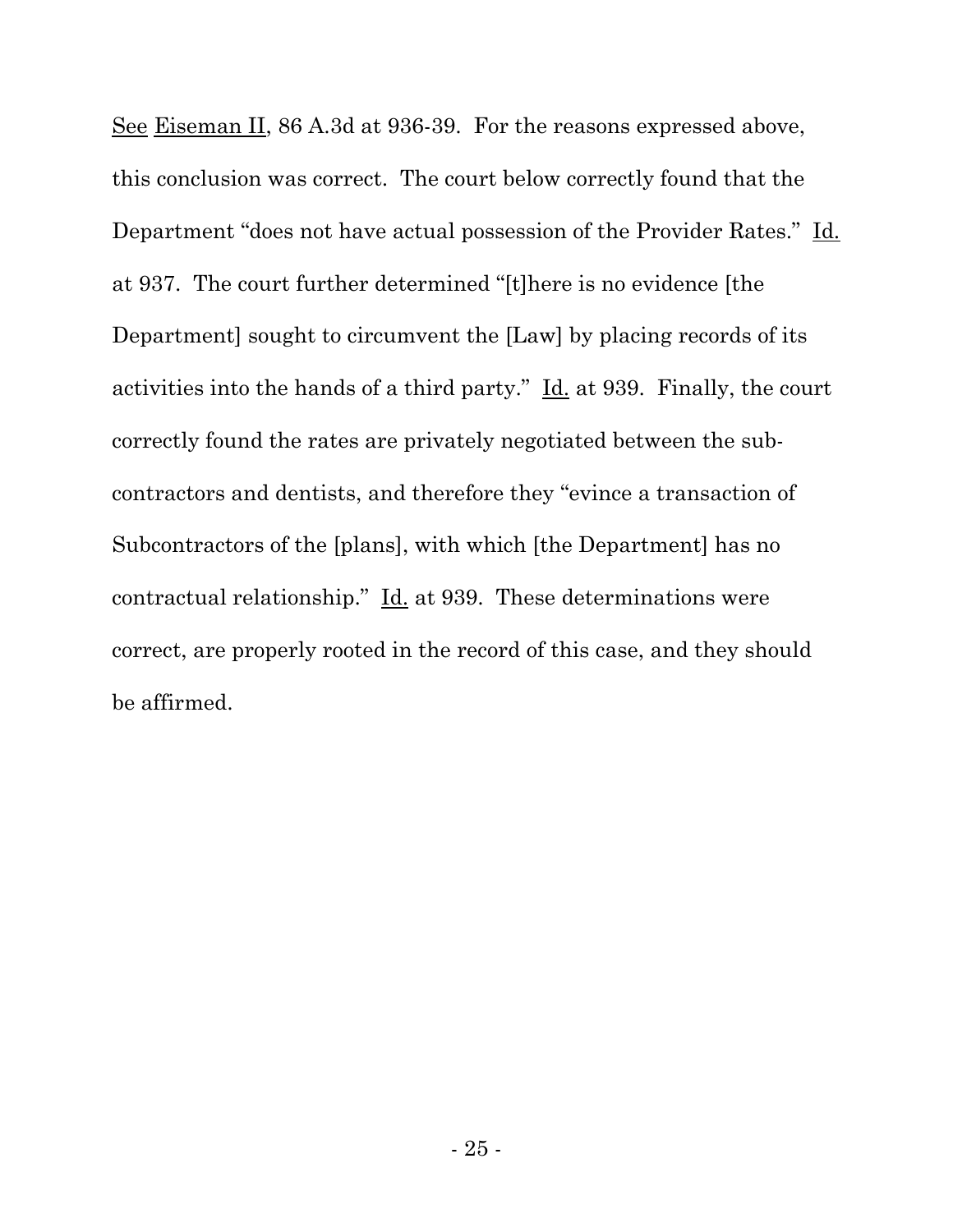See Eiseman II, 86 A.3d at 936-39. For the reasons expressed above, this conclusion was correct. The court below correctly found that the Department "does not have actual possession of the Provider Rates." Id. at 937. The court further determined "[t]here is no evidence [the Department] sought to circumvent the [Law] by placing records of its activities into the hands of a third party." Id. at 939. Finally, the court correctly found the rates are privately negotiated between the sub-contractors and dentists, and therefore they "evince a transaction of Subcontractors of the [plans], with which [the Department] has no contractual relationship." Id. at 939. These determinations were correct, are properly rooted in the record of this case, and they should be affirmed.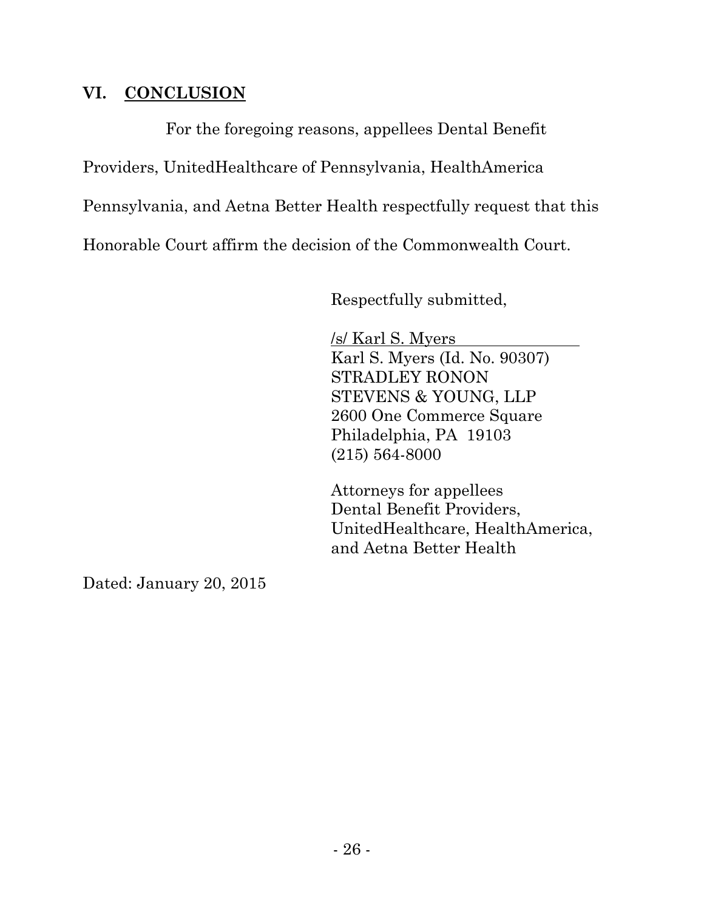## VI. CONCLUSION

For the foregoing reasons, appellees Dental Benefit Providers, UnitedHealthcare of Pennsylvania, HealthAmerica Pennsylvania, and Aetna Better Health respectfully request that this Honorable Court affirm the decision of the Commonwealth Court.

Respectfully submitted,

/s/ Karl S. Myers
Karl S. Myers (Id. No. 90307)
STRADLEY RONON
STEVENS & YOUNG, LLP
2600 One Commerce Square
Philadelphia, PA 19103
(215) 564-8000

Attorneys for appellees
Dental Benefit Providers,
UnitedHealthcare, HealthAmerica,
and Aetna Better Health

Dated: January 20, 2015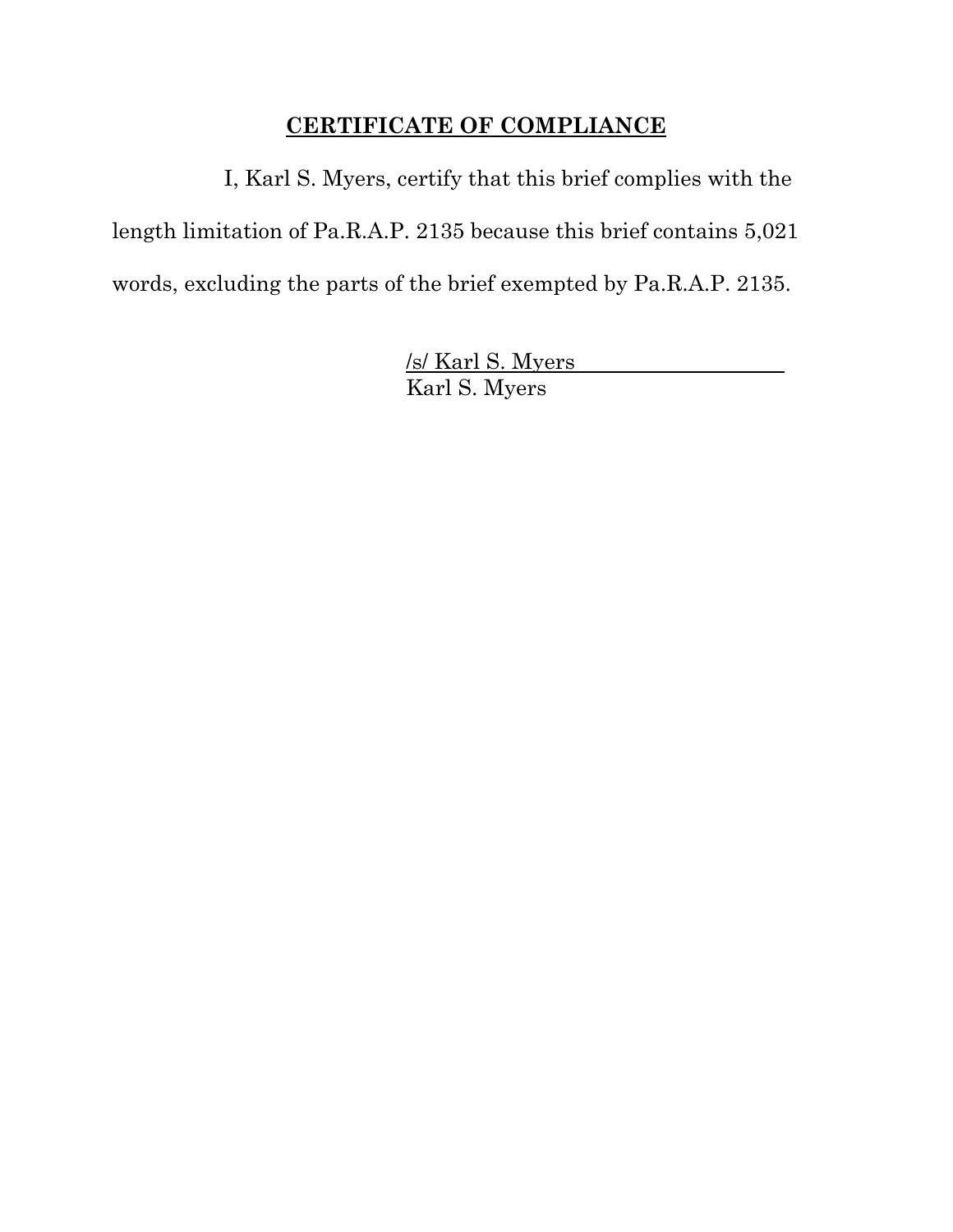## **CERTIFICATE OF COMPLIANCE**

I, Karl S. Myers, certify that this brief complies with the length limitation of Pa.R.A.P. 2135 because this brief contains 5,021 words, excluding the parts of the brief exempted by Pa.R.A.P. 2135.

/s/ Karl S. Myers
Karl S. Myers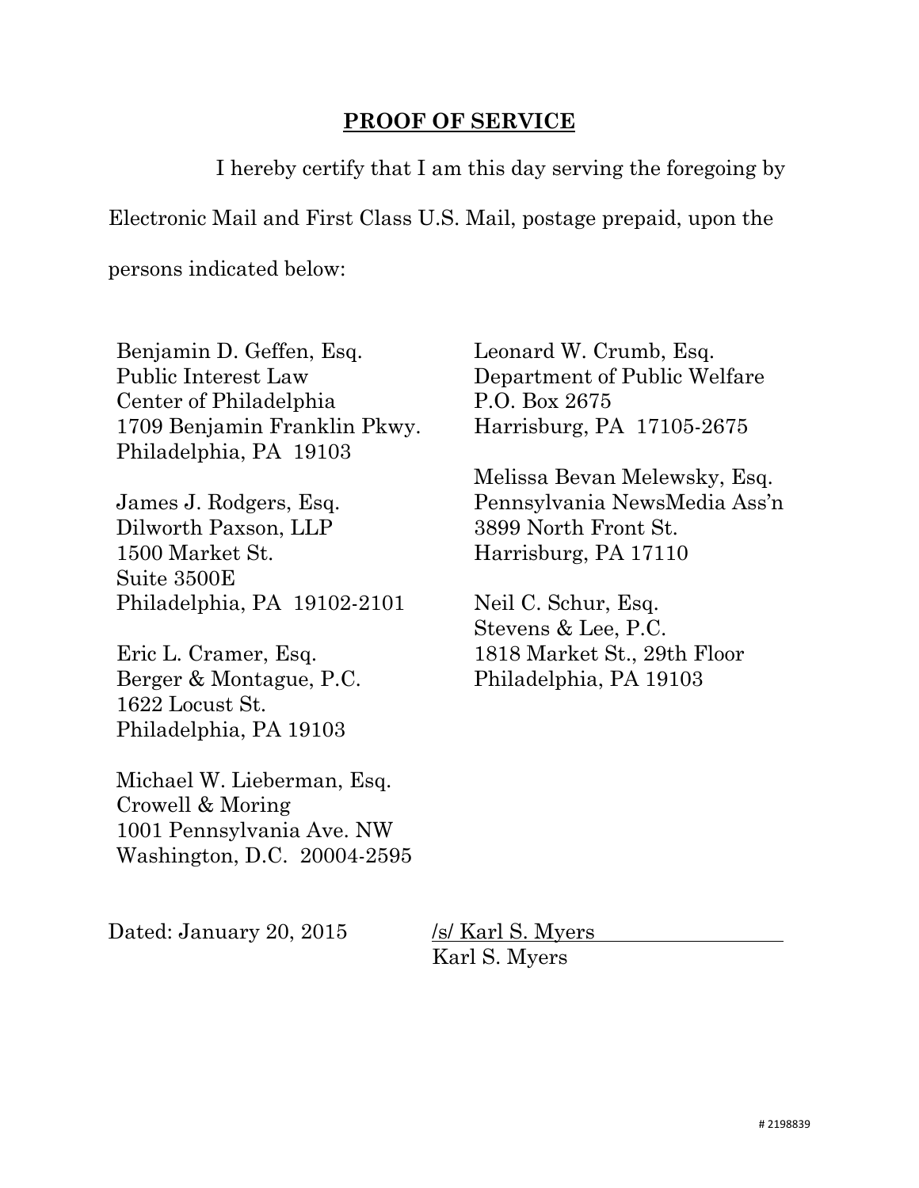## PROOF OF SERVICE

I hereby certify that I am this day serving the foregoing by Electronic Mail and First Class U.S. Mail, postage prepaid, upon the persons indicated below:

Benjamin D. Geffen, Esq.
Public Interest Law
Center of Philadelphia
1709 Benjamin Franklin Pkwy.
Philadelphia, PA 19103

James J. Rodgers, Esq.
Dilworth Paxson, LLP
1500 Market St.
Suite 3500E
Philadelphia, PA 19102-2101

Eric L. Cramer, Esq.
Berger & Montague, P.C.
1622 Locust St.
Philadelphia, PA 19103

Michael W. Lieberman, Esq.
Crowell & Moring
1001 Pennsylvania Ave. NW
Washington, D.C. 20004-2595

Leonard W. Crumb, Esq.
Department of Public Welfare
P.O. Box 2675
Harrisburg, PA 17105-2675

Melissa Bevan Melewsky, Esq.
Pennsylvania NewsMedia Ass'n
3899 North Front St.
Harrisburg, PA 17110

Neil C. Schur, Esq.
Stevens & Lee, P.C.
1818 Market St., 29th Floor
Philadelphia, PA 19103

Dated: January 20, 2015

/s/ Karl S. Myers
Karl S. Myers

# 2198839